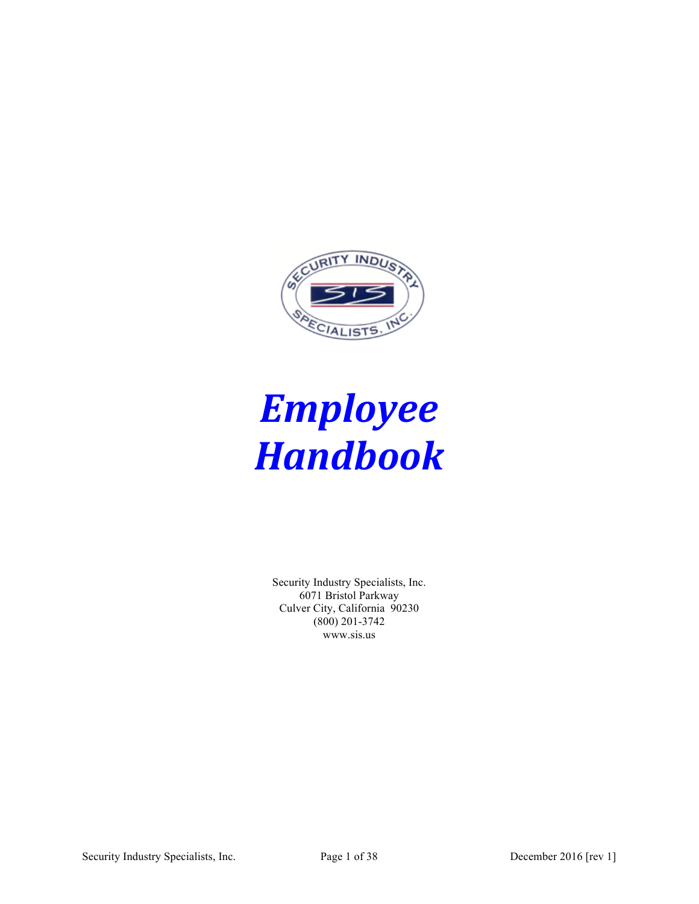# *Employee Handbook*

Security Industry Specialists, Inc.
6071 Bristol Parkway
Culver City, California 90230
(800) 201-3742
www.sis.us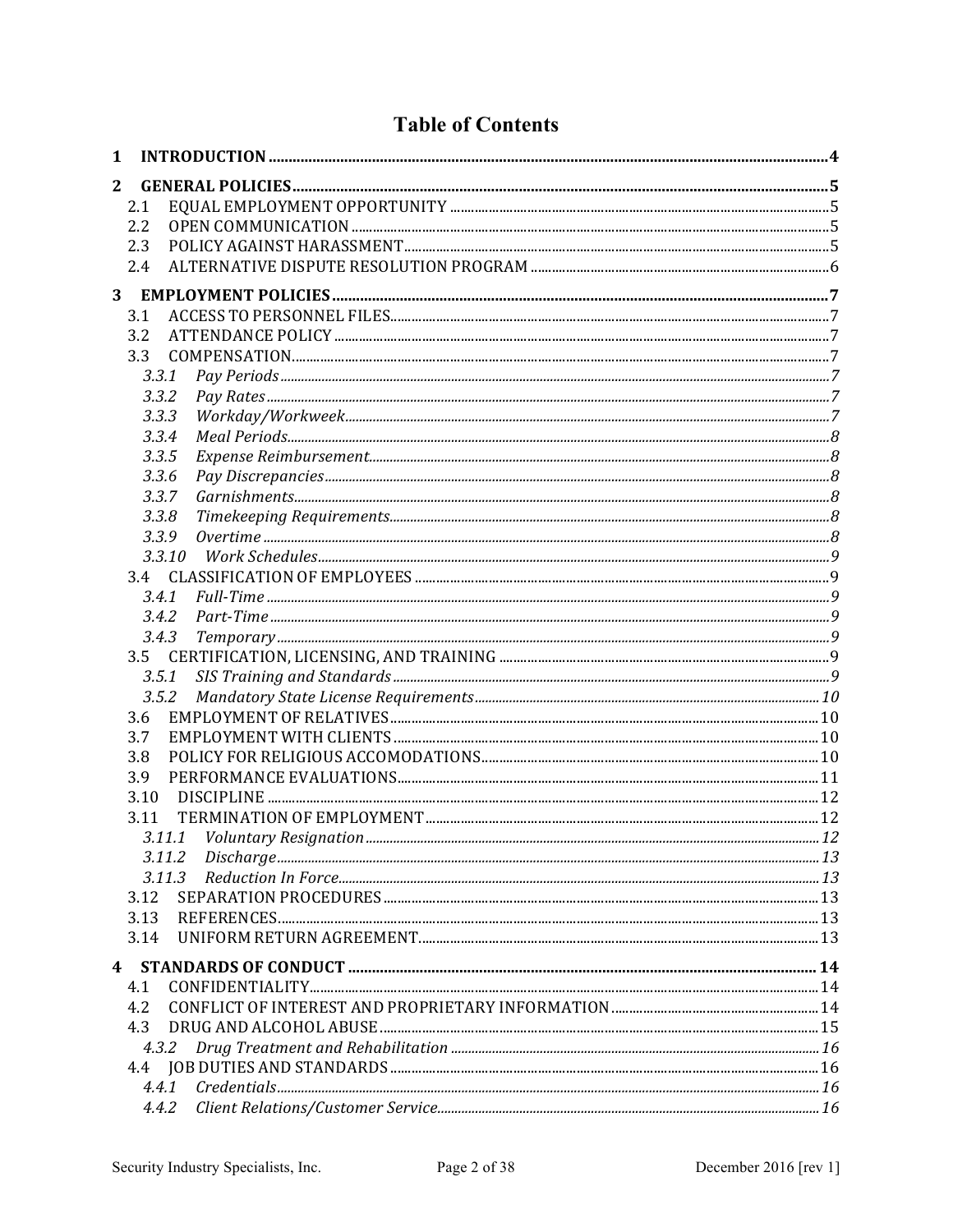# Table of Contents

**1 INTRODUCTION** ..... **4**

**2 GENERAL POLICIES** ..... **5**

- 2.1 EQUAL EMPLOYMENT OPPORTUNITY ..... 5
- 2.2 OPEN COMMUNICATION ..... 5
- 2.3 POLICY AGAINST HARASSMENT ..... 5
- 2.4 ALTERNATIVE DISPUTE RESOLUTION PROGRAM ..... 6

**3 EMPLOYMENT POLICIES** ..... **7**

- 3.1 ACCESS TO PERSONNEL FILES ..... 7
- 3.2 ATTENDANCE POLICY ..... 7
- 3.3 COMPENSATION ..... 7
  - *3.3.1 Pay Periods* ..... *7*
  - *3.3.2 Pay Rates* ..... *7*
  - *3.3.3 Workday/Workweek* ..... *7*
  - *3.3.4 Meal Periods* ..... *8*
  - *3.3.5 Expense Reimbursement* ..... *8*
  - *3.3.6 Pay Discrepancies* ..... *8*
  - *3.3.7 Garnishments* ..... *8*
  - *3.3.8 Timekeeping Requirements* ..... *8*
  - *3.3.9 Overtime* ..... *8*
  - *3.3.10 Work Schedules* ..... *9*
- 3.4 CLASSIFICATION OF EMPLOYEES ..... 9
  - *3.4.1 Full-Time* ..... *9*
  - *3.4.2 Part-Time* ..... *9*
  - *3.4.3 Temporary* ..... *9*
- 3.5 CERTIFICATION, LICENSING, AND TRAINING ..... 9
  - *3.5.1 SIS Training and Standards* ..... *9*
  - *3.5.2 Mandatory State License Requirements* ..... *10*
- 3.6 EMPLOYMENT OF RELATIVES ..... 10
- 3.7 EMPLOYMENT WITH CLIENTS ..... 10
- 3.8 POLICY FOR RELIGIOUS ACCOMODATIONS ..... 10
- 3.9 PERFORMANCE EVALUATIONS ..... 11
- 3.10 DISCIPLINE ..... 12
- 3.11 TERMINATION OF EMPLOYMENT ..... 12
  - *3.11.1 Voluntary Resignation* ..... *12*
  - *3.11.2 Discharge* ..... *13*
  - *3.11.3 Reduction In Force* ..... *13*
- 3.12 SEPARATION PROCEDURES ..... 13
- 3.13 REFERENCES ..... 13
- 3.14 UNIFORM RETURN AGREEMENT ..... 13

**4 STANDARDS OF CONDUCT** ..... **14**

- 4.1 CONFIDENTIALITY ..... 14
- 4.2 CONFLICT OF INTEREST AND PROPRIETARY INFORMATION ..... 14
- 4.3 DRUG AND ALCOHOL ABUSE ..... 15
  - *4.3.2 Drug Treatment and Rehabilitation* ..... *16*
- 4.4 JOB DUTIES AND STANDARDS ..... 16
  - *4.4.1 Credentials* ..... *16*
  - *4.4.2 Client Relations/Customer Service* ..... *16*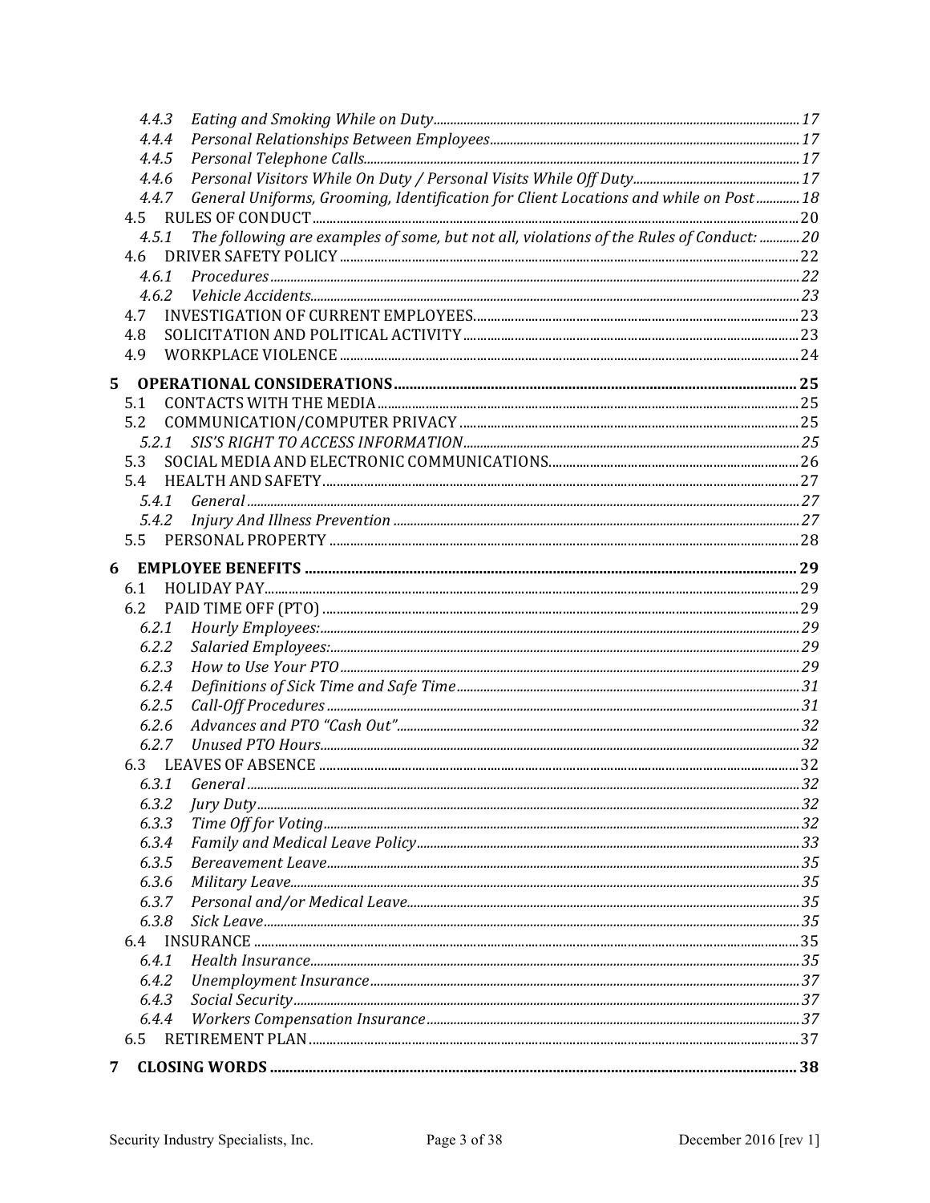- 4.4.3 *Eating and Smoking While on Duty* ..... 17
- 4.4.4 *Personal Relationships Between Employees* ..... 17
- 4.4.5 *Personal Telephone Calls* ..... 17
- 4.4.6 *Personal Visitors While On Duty / Personal Visits While Off Duty* ..... 17
- 4.4.7 *General Uniforms, Grooming, Identification for Client Locations and while on Post* ..... 18
- 4.5 RULES OF CONDUCT ..... 20
  - 4.5.1 *The following are examples of some, but not all, violations of the Rules of Conduct:* ..... 20
- 4.6 DRIVER SAFETY POLICY ..... 22
  - 4.6.1 *Procedures* ..... 22
  - 4.6.2 *Vehicle Accidents* ..... 23
- 4.7 INVESTIGATION OF CURRENT EMPLOYEES ..... 23
- 4.8 SOLICITATION AND POLITICAL ACTIVITY ..... 23
- 4.9 WORKPLACE VIOLENCE ..... 24

**5 OPERATIONAL CONSIDERATIONS ..... 25**

- 5.1 CONTACTS WITH THE MEDIA ..... 25
- 5.2 COMMUNICATION/COMPUTER PRIVACY ..... 25
  - 5.2.1 *SIS'S RIGHT TO ACCESS INFORMATION* ..... 25
- 5.3 SOCIAL MEDIA AND ELECTRONIC COMMUNICATIONS ..... 26
- 5.4 HEALTH AND SAFETY ..... 27
  - 5.4.1 *General* ..... 27
  - 5.4.2 *Injury And Illness Prevention* ..... 27
- 5.5 PERSONAL PROPERTY ..... 28

**6 EMPLOYEE BENEFITS ..... 29**

- 6.1 HOLIDAY PAY ..... 29
- 6.2 PAID TIME OFF (PTO) ..... 29
  - 6.2.1 *Hourly Employees:* ..... 29
  - 6.2.2 *Salaried Employees:* ..... 29
  - 6.2.3 *How to Use Your PTO* ..... 29
  - 6.2.4 *Definitions of Sick Time and Safe Time* ..... 31
  - 6.2.5 *Call-Off Procedures* ..... 31
  - 6.2.6 *Advances and PTO "Cash Out"* ..... 32
  - 6.2.7 *Unused PTO Hours* ..... 32
- 6.3 LEAVES OF ABSENCE ..... 32
  - 6.3.1 *General* ..... 32
  - 6.3.2 *Jury Duty* ..... 32
  - 6.3.3 *Time Off for Voting* ..... 32
  - 6.3.4 *Family and Medical Leave Policy* ..... 33
  - 6.3.5 *Bereavement Leave* ..... 35
  - 6.3.6 *Military Leave* ..... 35
  - 6.3.7 *Personal and/or Medical Leave* ..... 35
  - 6.3.8 *Sick Leave* ..... 35
- 6.4 INSURANCE ..... 35
  - 6.4.1 *Health Insurance* ..... 35
  - 6.4.2 *Unemployment Insurance* ..... 37
  - 6.4.3 *Social Security* ..... 37
  - 6.4.4 *Workers Compensation Insurance* ..... 37
- 6.5 RETIREMENT PLAN ..... 37

**7 CLOSING WORDS ..... 38**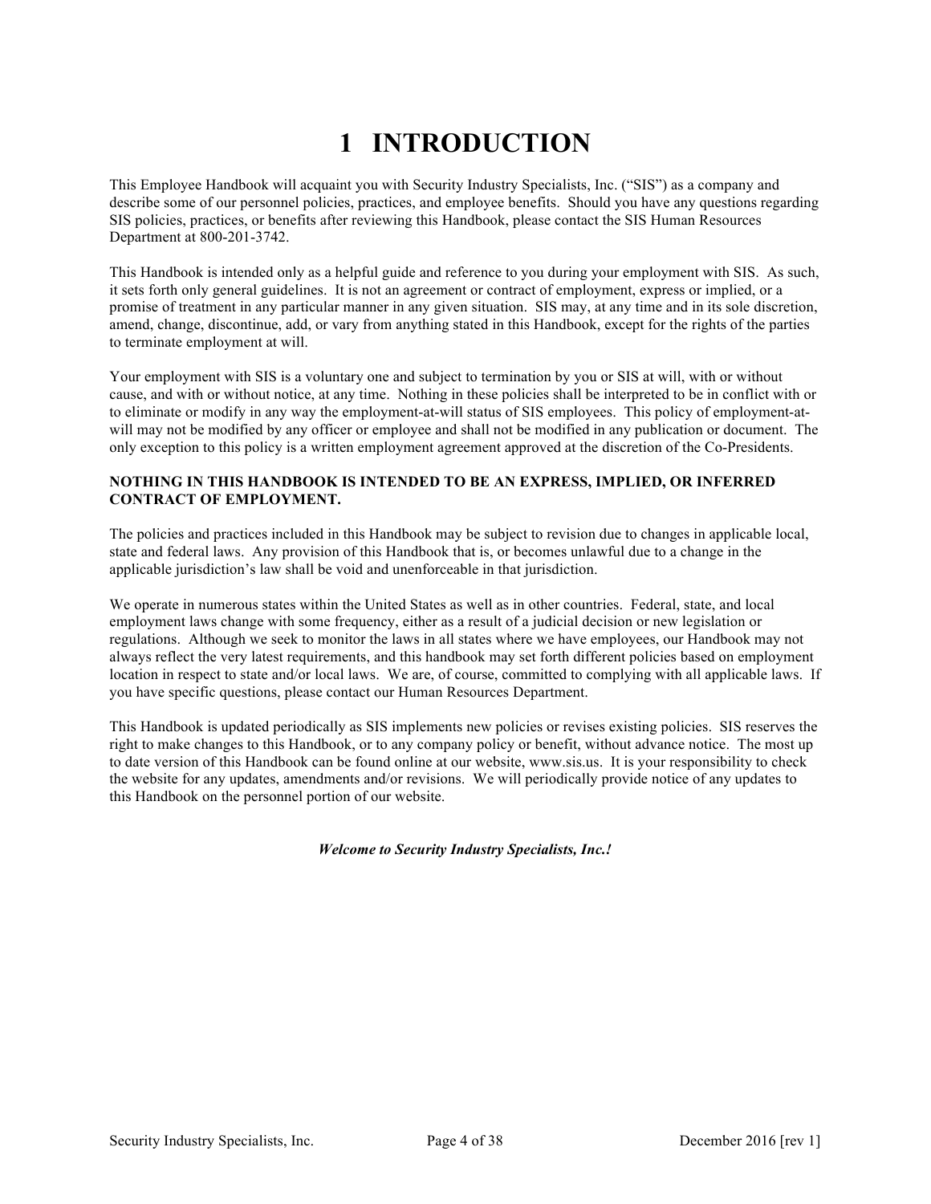# 1 INTRODUCTION

This Employee Handbook will acquaint you with Security Industry Specialists, Inc. ("SIS") as a company and describe some of our personnel policies, practices, and employee benefits. Should you have any questions regarding SIS policies, practices, or benefits after reviewing this Handbook, please contact the SIS Human Resources Department at 800-201-3742.

This Handbook is intended only as a helpful guide and reference to you during your employment with SIS. As such, it sets forth only general guidelines. It is not an agreement or contract of employment, express or implied, or a promise of treatment in any particular manner in any given situation. SIS may, at any time and in its sole discretion, amend, change, discontinue, add, or vary from anything stated in this Handbook, except for the rights of the parties to terminate employment at will.

Your employment with SIS is a voluntary one and subject to termination by you or SIS at will, with or without cause, and with or without notice, at any time. Nothing in these policies shall be interpreted to be in conflict with or to eliminate or modify in any way the employment-at-will status of SIS employees. This policy of employment-at-will may not be modified by any officer or employee and shall not be modified in any publication or document. The only exception to this policy is a written employment agreement approved at the discretion of the Co-Presidents.

**NOTHING IN THIS HANDBOOK IS INTENDED TO BE AN EXPRESS, IMPLIED, OR INFERRED CONTRACT OF EMPLOYMENT.**

The policies and practices included in this Handbook may be subject to revision due to changes in applicable local, state and federal laws. Any provision of this Handbook that is, or becomes unlawful due to a change in the applicable jurisdiction's law shall be void and unenforceable in that jurisdiction.

We operate in numerous states within the United States as well as in other countries. Federal, state, and local employment laws change with some frequency, either as a result of a judicial decision or new legislation or regulations. Although we seek to monitor the laws in all states where we have employees, our Handbook may not always reflect the very latest requirements, and this handbook may set forth different policies based on employment location in respect to state and/or local laws. We are, of course, committed to complying with all applicable laws. If you have specific questions, please contact our Human Resources Department.

This Handbook is updated periodically as SIS implements new policies or revises existing policies. SIS reserves the right to make changes to this Handbook, or to any company policy or benefit, without advance notice. The most up to date version of this Handbook can be found online at our website, www.sis.us. It is your responsibility to check the website for any updates, amendments and/or revisions. We will periodically provide notice of any updates to this Handbook on the personnel portion of our website.

***Welcome to Security Industry Specialists, Inc.!***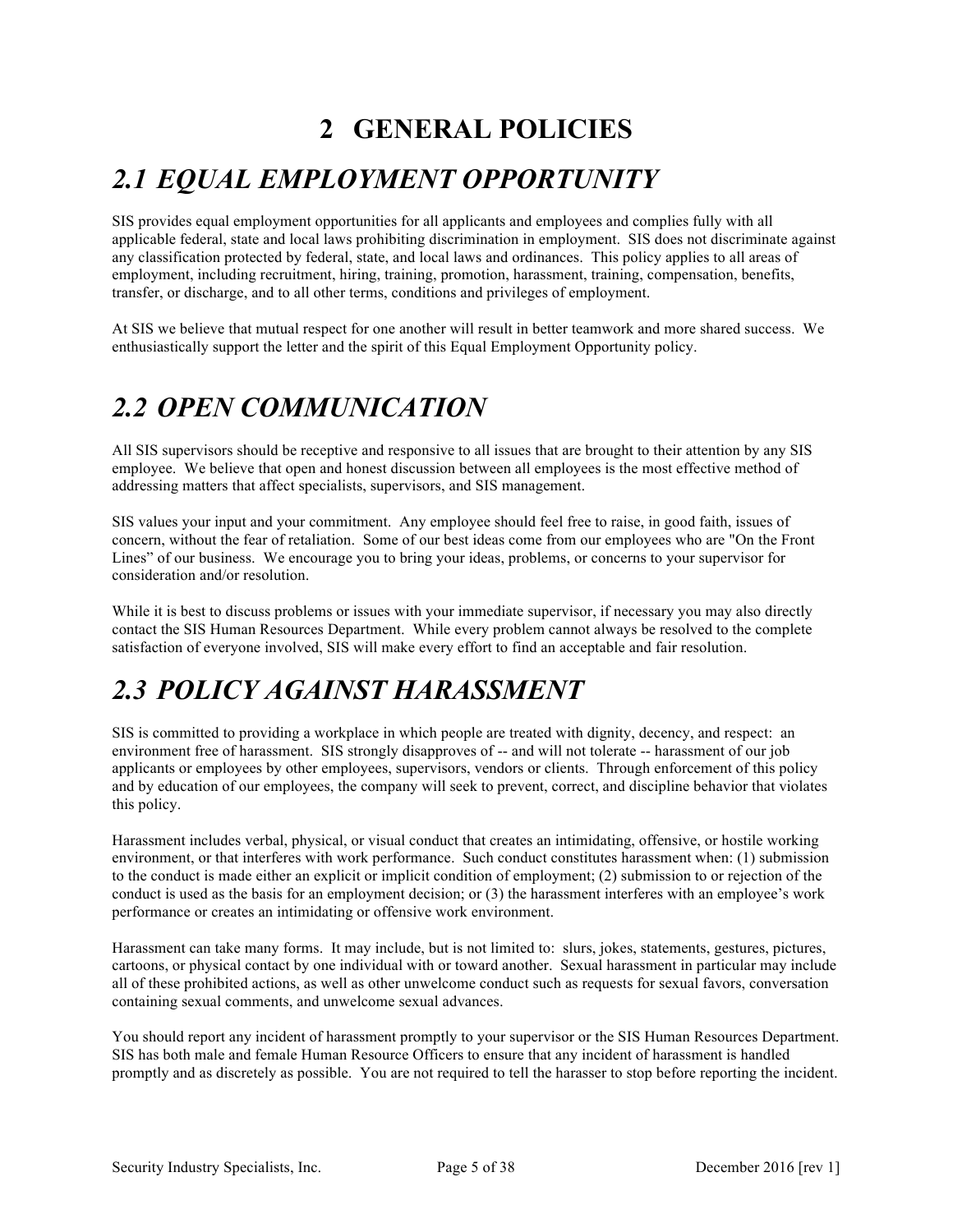# 2 GENERAL POLICIES

## *2.1 EQUAL EMPLOYMENT OPPORTUNITY*

SIS provides equal employment opportunities for all applicants and employees and complies fully with all applicable federal, state and local laws prohibiting discrimination in employment. SIS does not discriminate against any classification protected by federal, state, and local laws and ordinances. This policy applies to all areas of employment, including recruitment, hiring, training, promotion, harassment, training, compensation, benefits, transfer, or discharge, and to all other terms, conditions and privileges of employment.

At SIS we believe that mutual respect for one another will result in better teamwork and more shared success. We enthusiastically support the letter and the spirit of this Equal Employment Opportunity policy.

## *2.2 OPEN COMMUNICATION*

All SIS supervisors should be receptive and responsive to all issues that are brought to their attention by any SIS employee. We believe that open and honest discussion between all employees is the most effective method of addressing matters that affect specialists, supervisors, and SIS management.

SIS values your input and your commitment. Any employee should feel free to raise, in good faith, issues of concern, without the fear of retaliation. Some of our best ideas come from our employees who are "On the Front Lines" of our business. We encourage you to bring your ideas, problems, or concerns to your supervisor for consideration and/or resolution.

While it is best to discuss problems or issues with your immediate supervisor, if necessary you may also directly contact the SIS Human Resources Department. While every problem cannot always be resolved to the complete satisfaction of everyone involved, SIS will make every effort to find an acceptable and fair resolution.

## *2.3 POLICY AGAINST HARASSMENT*

SIS is committed to providing a workplace in which people are treated with dignity, decency, and respect: an environment free of harassment. SIS strongly disapproves of -- and will not tolerate -- harassment of our job applicants or employees by other employees, supervisors, vendors or clients. Through enforcement of this policy and by education of our employees, the company will seek to prevent, correct, and discipline behavior that violates this policy.

Harassment includes verbal, physical, or visual conduct that creates an intimidating, offensive, or hostile working environment, or that interferes with work performance. Such conduct constitutes harassment when: (1) submission to the conduct is made either an explicit or implicit condition of employment; (2) submission to or rejection of the conduct is used as the basis for an employment decision; or (3) the harassment interferes with an employee's work performance or creates an intimidating or offensive work environment.

Harassment can take many forms. It may include, but is not limited to: slurs, jokes, statements, gestures, pictures, cartoons, or physical contact by one individual with or toward another. Sexual harassment in particular may include all of these prohibited actions, as well as other unwelcome conduct such as requests for sexual favors, conversation containing sexual comments, and unwelcome sexual advances.

You should report any incident of harassment promptly to your supervisor or the SIS Human Resources Department. SIS has both male and female Human Resource Officers to ensure that any incident of harassment is handled promptly and as discretely as possible. You are not required to tell the harasser to stop before reporting the incident.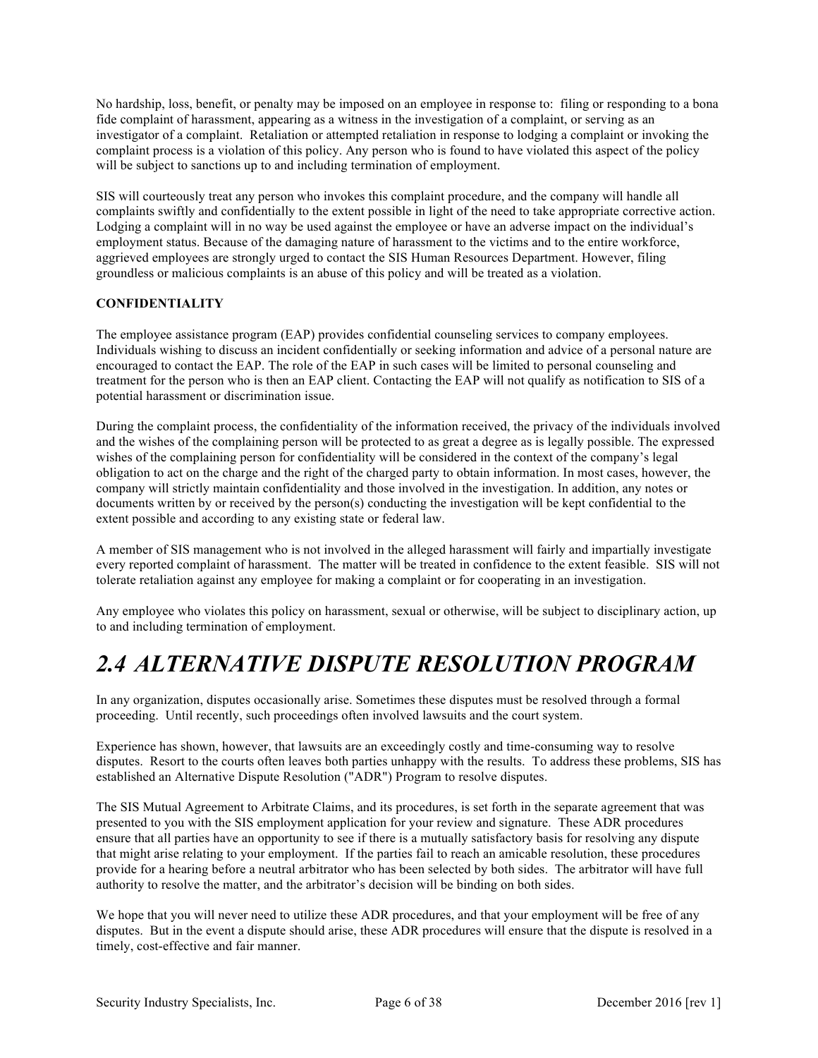No hardship, loss, benefit, or penalty may be imposed on an employee in response to: filing or responding to a bona fide complaint of harassment, appearing as a witness in the investigation of a complaint, or serving as an investigator of a complaint. Retaliation or attempted retaliation in response to lodging a complaint or invoking the complaint process is a violation of this policy. Any person who is found to have violated this aspect of the policy will be subject to sanctions up to and including termination of employment.

SIS will courteously treat any person who invokes this complaint procedure, and the company will handle all complaints swiftly and confidentially to the extent possible in light of the need to take appropriate corrective action. Lodging a complaint will in no way be used against the employee or have an adverse impact on the individual's employment status. Because of the damaging nature of harassment to the victims and to the entire workforce, aggrieved employees are strongly urged to contact the SIS Human Resources Department. However, filing groundless or malicious complaints is an abuse of this policy and will be treated as a violation.

**CONFIDENTIALITY**

The employee assistance program (EAP) provides confidential counseling services to company employees. Individuals wishing to discuss an incident confidentially or seeking information and advice of a personal nature are encouraged to contact the EAP. The role of the EAP in such cases will be limited to personal counseling and treatment for the person who is then an EAP client. Contacting the EAP will not qualify as notification to SIS of a potential harassment or discrimination issue.

During the complaint process, the confidentiality of the information received, the privacy of the individuals involved and the wishes of the complaining person will be protected to as great a degree as is legally possible. The expressed wishes of the complaining person for confidentiality will be considered in the context of the company's legal obligation to act on the charge and the right of the charged party to obtain information. In most cases, however, the company will strictly maintain confidentiality and those involved in the investigation. In addition, any notes or documents written by or received by the person(s) conducting the investigation will be kept confidential to the extent possible and according to any existing state or federal law.

A member of SIS management who is not involved in the alleged harassment will fairly and impartially investigate every reported complaint of harassment. The matter will be treated in confidence to the extent feasible. SIS will not tolerate retaliation against any employee for making a complaint or for cooperating in an investigation.

Any employee who violates this policy on harassment, sexual or otherwise, will be subject to disciplinary action, up to and including termination of employment.

# *2.4 ALTERNATIVE DISPUTE RESOLUTION PROGRAM*

In any organization, disputes occasionally arise. Sometimes these disputes must be resolved through a formal proceeding. Until recently, such proceedings often involved lawsuits and the court system.

Experience has shown, however, that lawsuits are an exceedingly costly and time-consuming way to resolve disputes. Resort to the courts often leaves both parties unhappy with the results. To address these problems, SIS has established an Alternative Dispute Resolution ("ADR") Program to resolve disputes.

The SIS Mutual Agreement to Arbitrate Claims, and its procedures, is set forth in the separate agreement that was presented to you with the SIS employment application for your review and signature. These ADR procedures ensure that all parties have an opportunity to see if there is a mutually satisfactory basis for resolving any dispute that might arise relating to your employment. If the parties fail to reach an amicable resolution, these procedures provide for a hearing before a neutral arbitrator who has been selected by both sides. The arbitrator will have full authority to resolve the matter, and the arbitrator's decision will be binding on both sides.

We hope that you will never need to utilize these ADR procedures, and that your employment will be free of any disputes. But in the event a dispute should arise, these ADR procedures will ensure that the dispute is resolved in a timely, cost-effective and fair manner.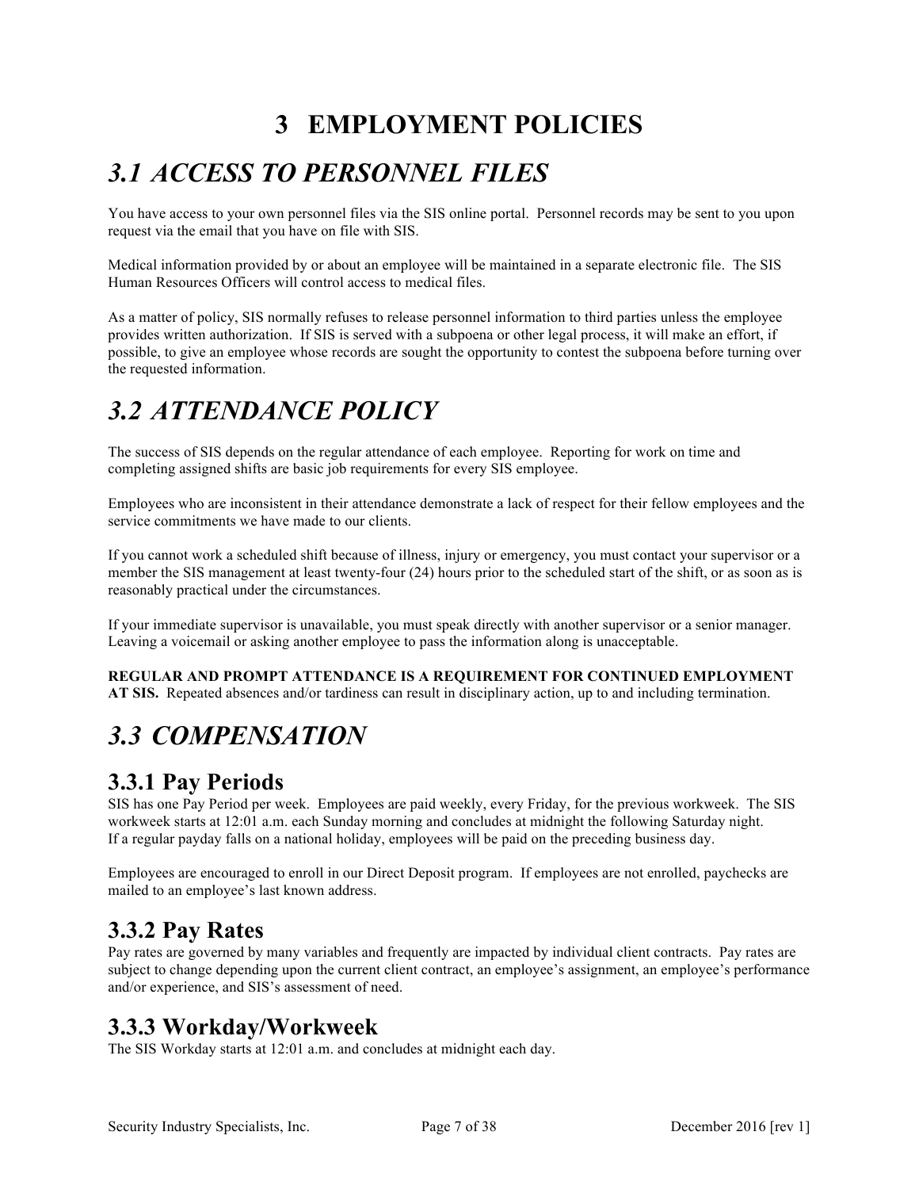# 3 EMPLOYMENT POLICIES

## *3.1 ACCESS TO PERSONNEL FILES*

You have access to your own personnel files via the SIS online portal. Personnel records may be sent to you upon request via the email that you have on file with SIS.

Medical information provided by or about an employee will be maintained in a separate electronic file. The SIS Human Resources Officers will control access to medical files.

As a matter of policy, SIS normally refuses to release personnel information to third parties unless the employee provides written authorization. If SIS is served with a subpoena or other legal process, it will make an effort, if possible, to give an employee whose records are sought the opportunity to contest the subpoena before turning over the requested information.

## *3.2 ATTENDANCE POLICY*

The success of SIS depends on the regular attendance of each employee. Reporting for work on time and completing assigned shifts are basic job requirements for every SIS employee.

Employees who are inconsistent in their attendance demonstrate a lack of respect for their fellow employees and the service commitments we have made to our clients.

If you cannot work a scheduled shift because of illness, injury or emergency, you must contact your supervisor or a member the SIS management at least twenty-four (24) hours prior to the scheduled start of the shift, or as soon as is reasonably practical under the circumstances.

If your immediate supervisor is unavailable, you must speak directly with another supervisor or a senior manager. Leaving a voicemail or asking another employee to pass the information along is unacceptable.

**REGULAR AND PROMPT ATTENDANCE IS A REQUIREMENT FOR CONTINUED EMPLOYMENT AT SIS.** Repeated absences and/or tardiness can result in disciplinary action, up to and including termination.

## *3.3 COMPENSATION*

### 3.3.1 Pay Periods

SIS has one Pay Period per week. Employees are paid weekly, every Friday, for the previous workweek. The SIS workweek starts at 12:01 a.m. each Sunday morning and concludes at midnight the following Saturday night. If a regular payday falls on a national holiday, employees will be paid on the preceding business day.

Employees are encouraged to enroll in our Direct Deposit program. If employees are not enrolled, paychecks are mailed to an employee's last known address.

### 3.3.2 Pay Rates

Pay rates are governed by many variables and frequently are impacted by individual client contracts. Pay rates are subject to change depending upon the current client contract, an employee's assignment, an employee's performance and/or experience, and SIS's assessment of need.

### 3.3.3 Workday/Workweek

The SIS Workday starts at 12:01 a.m. and concludes at midnight each day.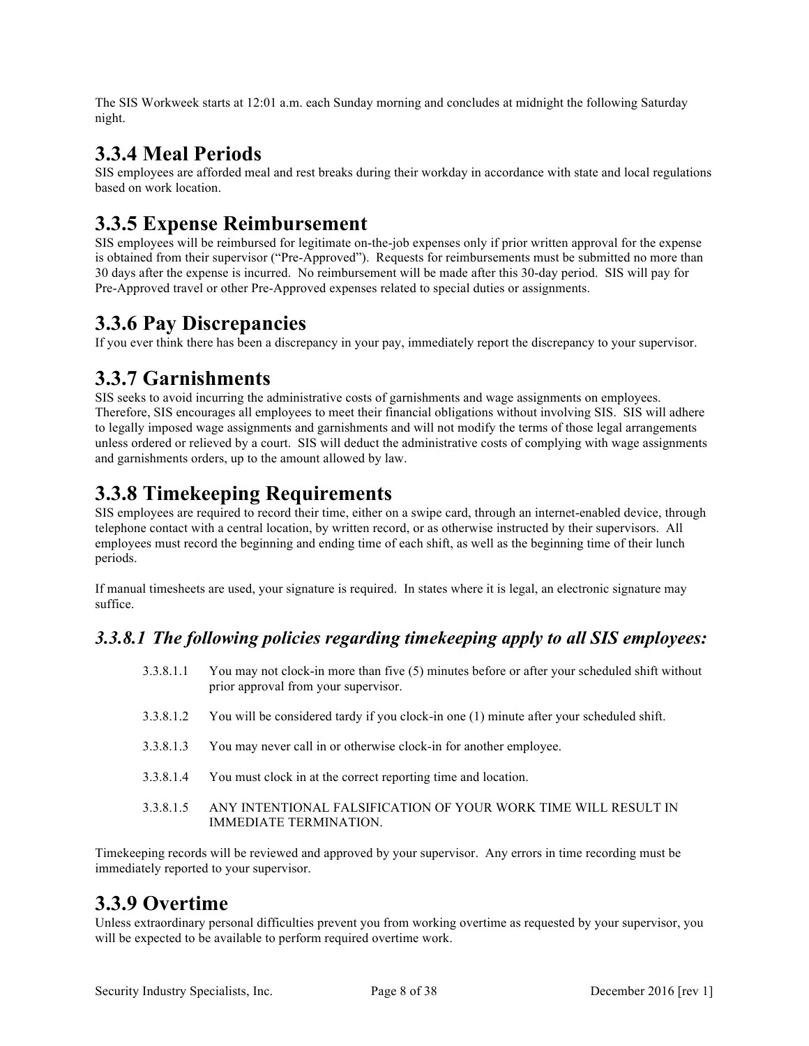The SIS Workweek starts at 12:01 a.m. each Sunday morning and concludes at midnight the following Saturday night.

## 3.3.4 Meal Periods

SIS employees are afforded meal and rest breaks during their workday in accordance with state and local regulations based on work location.

## 3.3.5 Expense Reimbursement

SIS employees will be reimbursed for legitimate on-the-job expenses only if prior written approval for the expense is obtained from their supervisor ("Pre-Approved"). Requests for reimbursements must be submitted no more than 30 days after the expense is incurred. No reimbursement will be made after this 30-day period. SIS will pay for Pre-Approved travel or other Pre-Approved expenses related to special duties or assignments.

## 3.3.6 Pay Discrepancies

If you ever think there has been a discrepancy in your pay, immediately report the discrepancy to your supervisor.

## 3.3.7 Garnishments

SIS seeks to avoid incurring the administrative costs of garnishments and wage assignments on employees. Therefore, SIS encourages all employees to meet their financial obligations without involving SIS. SIS will adhere to legally imposed wage assignments and garnishments and will not modify the terms of those legal arrangements unless ordered or relieved by a court. SIS will deduct the administrative costs of complying with wage assignments and garnishments orders, up to the amount allowed by law.

## 3.3.8 Timekeeping Requirements

SIS employees are required to record their time, either on a swipe card, through an internet-enabled device, through telephone contact with a central location, by written record, or as otherwise instructed by their supervisors. All employees must record the beginning and ending time of each shift, as well as the beginning time of their lunch periods.

If manual timesheets are used, your signature is required. In states where it is legal, an electronic signature may suffice.

### *3.3.8.1 The following policies regarding timekeeping apply to all SIS employees:*

3.3.8.1.1 You may not clock-in more than five (5) minutes before or after your scheduled shift without prior approval from your supervisor.

3.3.8.1.2 You will be considered tardy if you clock-in one (1) minute after your scheduled shift.

3.3.8.1.3 You may never call in or otherwise clock-in for another employee.

3.3.8.1.4 You must clock in at the correct reporting time and location.

3.3.8.1.5 ANY INTENTIONAL FALSIFICATION OF YOUR WORK TIME WILL RESULT IN IMMEDIATE TERMINATION.

Timekeeping records will be reviewed and approved by your supervisor. Any errors in time recording must be immediately reported to your supervisor.

## 3.3.9 Overtime

Unless extraordinary personal difficulties prevent you from working overtime as requested by your supervisor, you will be expected to be available to perform required overtime work.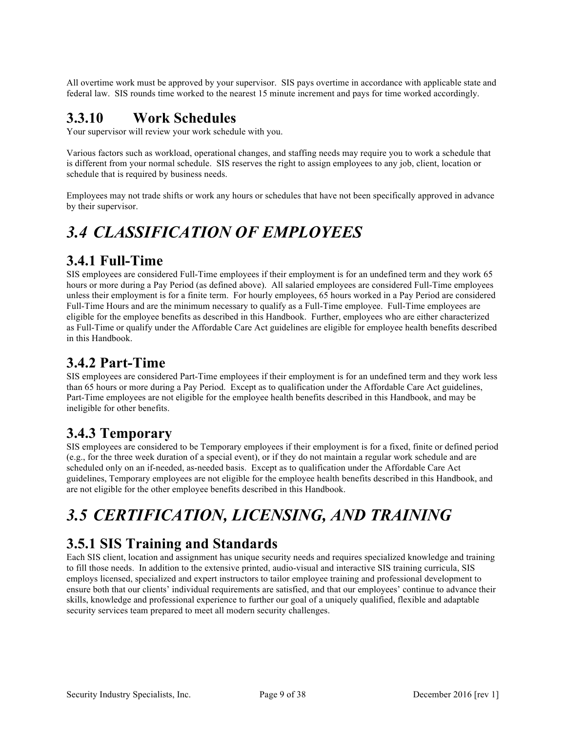All overtime work must be approved by your supervisor. SIS pays overtime in accordance with applicable state and federal law. SIS rounds time worked to the nearest 15 minute increment and pays for time worked accordingly.

### 3.3.10 Work Schedules

Your supervisor will review your work schedule with you.

Various factors such as workload, operational changes, and staffing needs may require you to work a schedule that is different from your normal schedule. SIS reserves the right to assign employees to any job, client, location or schedule that is required by business needs.

Employees may not trade shifts or work any hours or schedules that have not been specifically approved in advance by their supervisor.

## *3.4 CLASSIFICATION OF EMPLOYEES*

### 3.4.1 Full-Time

SIS employees are considered Full-Time employees if their employment is for an undefined term and they work 65 hours or more during a Pay Period (as defined above). All salaried employees are considered Full-Time employees unless their employment is for a finite term. For hourly employees, 65 hours worked in a Pay Period are considered Full-Time Hours and are the minimum necessary to qualify as a Full-Time employee. Full-Time employees are eligible for the employee benefits as described in this Handbook. Further, employees who are either characterized as Full-Time or qualify under the Affordable Care Act guidelines are eligible for employee health benefits described in this Handbook.

### 3.4.2 Part-Time

SIS employees are considered Part-Time employees if their employment is for an undefined term and they work less than 65 hours or more during a Pay Period. Except as to qualification under the Affordable Care Act guidelines, Part-Time employees are not eligible for the employee health benefits described in this Handbook, and may be ineligible for other benefits.

### 3.4.3 Temporary

SIS employees are considered to be Temporary employees if their employment is for a fixed, finite or defined period (e.g., for the three week duration of a special event), or if they do not maintain a regular work schedule and are scheduled only on an if-needed, as-needed basis. Except as to qualification under the Affordable Care Act guidelines, Temporary employees are not eligible for the employee health benefits described in this Handbook, and are not eligible for the other employee benefits described in this Handbook.

## *3.5 CERTIFICATION, LICENSING, AND TRAINING*

### 3.5.1 SIS Training and Standards

Each SIS client, location and assignment has unique security needs and requires specialized knowledge and training to fill those needs. In addition to the extensive printed, audio-visual and interactive SIS training curricula, SIS employs licensed, specialized and expert instructors to tailor employee training and professional development to ensure both that our clients' individual requirements are satisfied, and that our employees' continue to advance their skills, knowledge and professional experience to further our goal of a uniquely qualified, flexible and adaptable security services team prepared to meet all modern security challenges.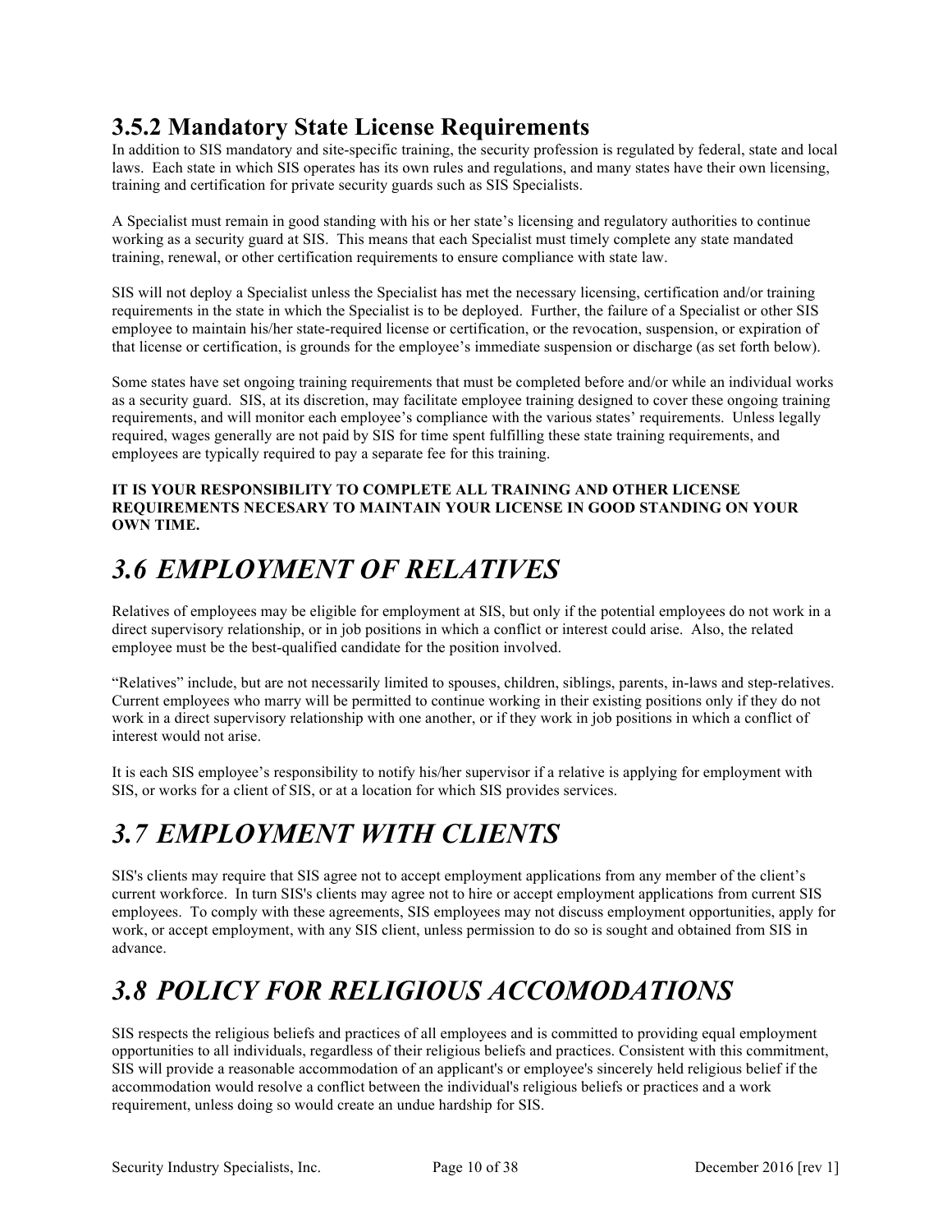### 3.5.2 Mandatory State License Requirements

In addition to SIS mandatory and site-specific training, the security profession is regulated by federal, state and local laws. Each state in which SIS operates has its own rules and regulations, and many states have their own licensing, training and certification for private security guards such as SIS Specialists.

A Specialist must remain in good standing with his or her state's licensing and regulatory authorities to continue working as a security guard at SIS. This means that each Specialist must timely complete any state mandated training, renewal, or other certification requirements to ensure compliance with state law.

SIS will not deploy a Specialist unless the Specialist has met the necessary licensing, certification and/or training requirements in the state in which the Specialist is to be deployed. Further, the failure of a Specialist or other SIS employee to maintain his/her state-required license or certification, or the revocation, suspension, or expiration of that license or certification, is grounds for the employee's immediate suspension or discharge (as set forth below).

Some states have set ongoing training requirements that must be completed before and/or while an individual works as a security guard. SIS, at its discretion, may facilitate employee training designed to cover these ongoing training requirements, and will monitor each employee's compliance with the various states' requirements. Unless legally required, wages generally are not paid by SIS for time spent fulfilling these state training requirements, and employees are typically required to pay a separate fee for this training.

**IT IS YOUR RESPONSIBILITY TO COMPLETE ALL TRAINING AND OTHER LICENSE REQUIREMENTS NECESARY TO MAINTAIN YOUR LICENSE IN GOOD STANDING ON YOUR OWN TIME.**

## *3.6 EMPLOYMENT OF RELATIVES*

Relatives of employees may be eligible for employment at SIS, but only if the potential employees do not work in a direct supervisory relationship, or in job positions in which a conflict or interest could arise. Also, the related employee must be the best-qualified candidate for the position involved.

"Relatives" include, but are not necessarily limited to spouses, children, siblings, parents, in-laws and step-relatives. Current employees who marry will be permitted to continue working in their existing positions only if they do not work in a direct supervisory relationship with one another, or if they work in job positions in which a conflict of interest would not arise.

It is each SIS employee's responsibility to notify his/her supervisor if a relative is applying for employment with SIS, or works for a client of SIS, or at a location for which SIS provides services.

## *3.7 EMPLOYMENT WITH CLIENTS*

SIS's clients may require that SIS agree not to accept employment applications from any member of the client's current workforce. In turn SIS's clients may agree not to hire or accept employment applications from current SIS employees. To comply with these agreements, SIS employees may not discuss employment opportunities, apply for work, or accept employment, with any SIS client, unless permission to do so is sought and obtained from SIS in advance.

## *3.8 POLICY FOR RELIGIOUS ACCOMODATIONS*

SIS respects the religious beliefs and practices of all employees and is committed to providing equal employment opportunities to all individuals, regardless of their religious beliefs and practices. Consistent with this commitment, SIS will provide a reasonable accommodation of an applicant's or employee's sincerely held religious belief if the accommodation would resolve a conflict between the individual's religious beliefs or practices and a work requirement, unless doing so would create an undue hardship for SIS.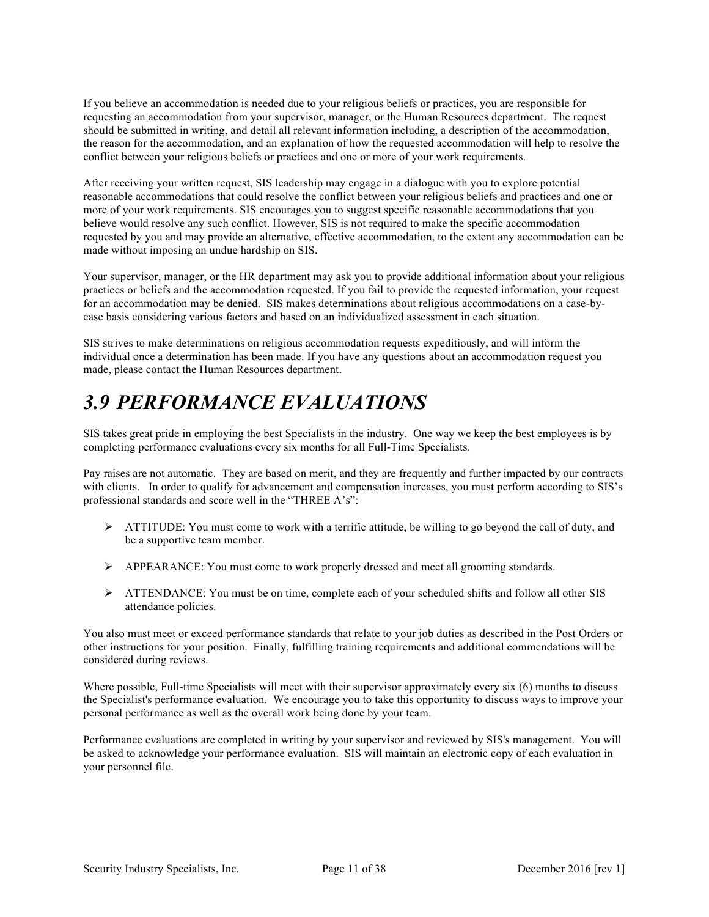If you believe an accommodation is needed due to your religious beliefs or practices, you are responsible for requesting an accommodation from your supervisor, manager, or the Human Resources department. The request should be submitted in writing, and detail all relevant information including, a description of the accommodation, the reason for the accommodation, and an explanation of how the requested accommodation will help to resolve the conflict between your religious beliefs or practices and one or more of your work requirements.

After receiving your written request, SIS leadership may engage in a dialogue with you to explore potential reasonable accommodations that could resolve the conflict between your religious beliefs and practices and one or more of your work requirements. SIS encourages you to suggest specific reasonable accommodations that you believe would resolve any such conflict. However, SIS is not required to make the specific accommodation requested by you and may provide an alternative, effective accommodation, to the extent any accommodation can be made without imposing an undue hardship on SIS.

Your supervisor, manager, or the HR department may ask you to provide additional information about your religious practices or beliefs and the accommodation requested. If you fail to provide the requested information, your request for an accommodation may be denied. SIS makes determinations about religious accommodations on a case-by-case basis considering various factors and based on an individualized assessment in each situation.

SIS strives to make determinations on religious accommodation requests expeditiously, and will inform the individual once a determination has been made. If you have any questions about an accommodation request you made, please contact the Human Resources department.

# *3.9 PERFORMANCE EVALUATIONS*

SIS takes great pride in employing the best Specialists in the industry. One way we keep the best employees is by completing performance evaluations every six months for all Full-Time Specialists.

Pay raises are not automatic. They are based on merit, and they are frequently and further impacted by our contracts with clients. In order to qualify for advancement and compensation increases, you must perform according to SIS's professional standards and score well in the "THREE A's":

- ATTITUDE: You must come to work with a terrific attitude, be willing to go beyond the call of duty, and be a supportive team member.
- APPEARANCE: You must come to work properly dressed and meet all grooming standards.
- ATTENDANCE: You must be on time, complete each of your scheduled shifts and follow all other SIS attendance policies.

You also must meet or exceed performance standards that relate to your job duties as described in the Post Orders or other instructions for your position. Finally, fulfilling training requirements and additional commendations will be considered during reviews.

Where possible, Full-time Specialists will meet with their supervisor approximately every six (6) months to discuss the Specialist's performance evaluation. We encourage you to take this opportunity to discuss ways to improve your personal performance as well as the overall work being done by your team.

Performance evaluations are completed in writing by your supervisor and reviewed by SIS's management. You will be asked to acknowledge your performance evaluation. SIS will maintain an electronic copy of each evaluation in your personnel file.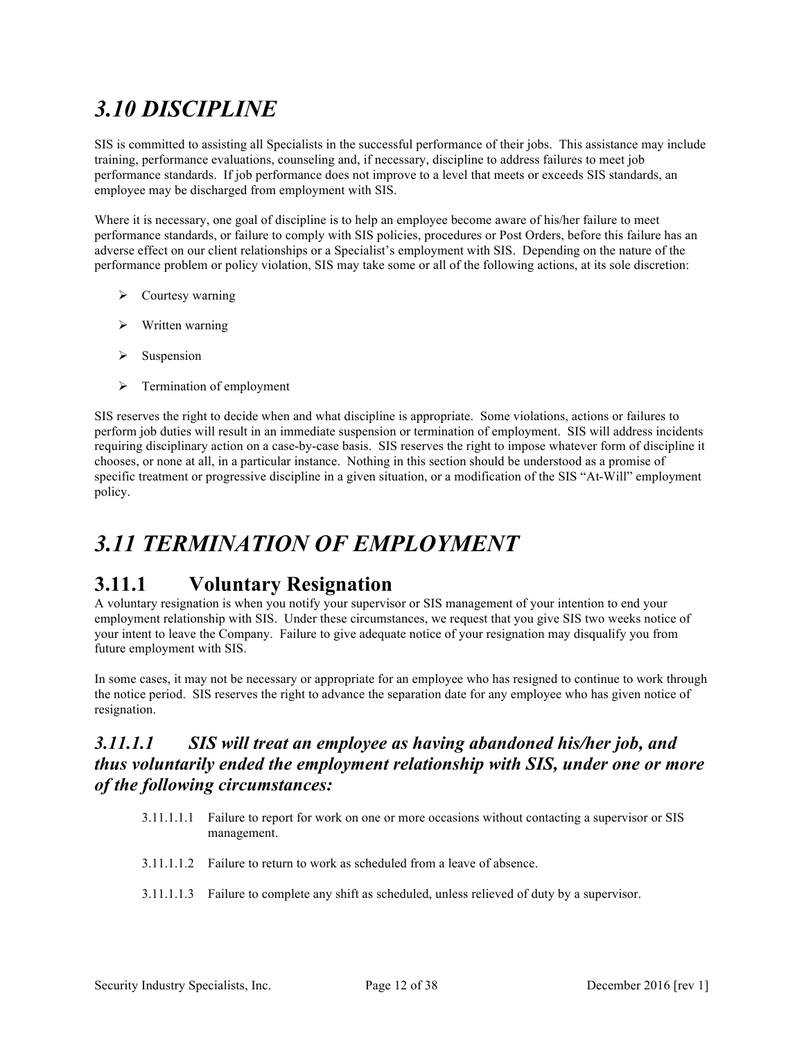# *3.10 DISCIPLINE*

SIS is committed to assisting all Specialists in the successful performance of their jobs. This assistance may include training, performance evaluations, counseling and, if necessary, discipline to address failures to meet job performance standards. If job performance does not improve to a level that meets or exceeds SIS standards, an employee may be discharged from employment with SIS.

Where it is necessary, one goal of discipline is to help an employee become aware of his/her failure to meet performance standards, or failure to comply with SIS policies, procedures or Post Orders, before this failure has an adverse effect on our client relationships or a Specialist's employment with SIS. Depending on the nature of the performance problem or policy violation, SIS may take some or all of the following actions, at its sole discretion:

- Courtesy warning
- Written warning
- Suspension
- Termination of employment

SIS reserves the right to decide when and what discipline is appropriate. Some violations, actions or failures to perform job duties will result in an immediate suspension or termination of employment. SIS will address incidents requiring disciplinary action on a case-by-case basis. SIS reserves the right to impose whatever form of discipline it chooses, or none at all, in a particular instance. Nothing in this section should be understood as a promise of specific treatment or progressive discipline in a given situation, or a modification of the SIS "At-Will" employment policy.

# *3.11 TERMINATION OF EMPLOYMENT*

## 3.11.1 Voluntary Resignation

A voluntary resignation is when you notify your supervisor or SIS management of your intention to end your employment relationship with SIS. Under these circumstances, we request that you give SIS two weeks notice of your intent to leave the Company. Failure to give adequate notice of your resignation may disqualify you from future employment with SIS.

In some cases, it may not be necessary or appropriate for an employee who has resigned to continue to work through the notice period. SIS reserves the right to advance the separation date for any employee who has given notice of resignation.

### *3.11.1.1 SIS will treat an employee as having abandoned his/her job, and thus voluntarily ended the employment relationship with SIS, under one or more of the following circumstances:*

3.11.1.1.1 Failure to report for work on one or more occasions without contacting a supervisor or SIS management.

3.11.1.1.2 Failure to return to work as scheduled from a leave of absence.

3.11.1.1.3 Failure to complete any shift as scheduled, unless relieved of duty by a supervisor.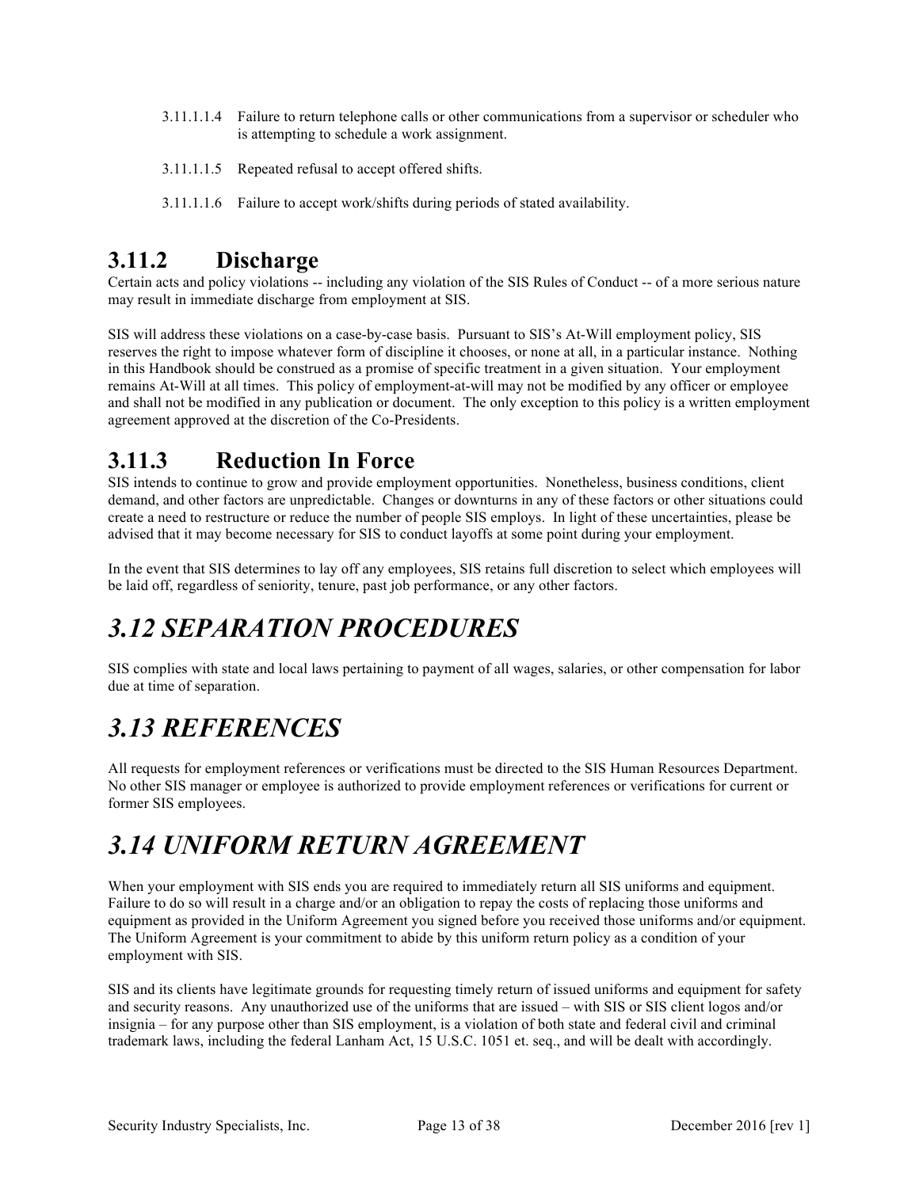3.11.1.1.4 Failure to return telephone calls or other communications from a supervisor or scheduler who is attempting to schedule a work assignment.

3.11.1.1.5 Repeated refusal to accept offered shifts.

3.11.1.1.6 Failure to accept work/shifts during periods of stated availability.

## 3.11.2 Discharge

Certain acts and policy violations -- including any violation of the SIS Rules of Conduct -- of a more serious nature may result in immediate discharge from employment at SIS.

SIS will address these violations on a case-by-case basis. Pursuant to SIS's At-Will employment policy, SIS reserves the right to impose whatever form of discipline it chooses, or none at all, in a particular instance. Nothing in this Handbook should be construed as a promise of specific treatment in a given situation. Your employment remains At-Will at all times. This policy of employment-at-will may not be modified by any officer or employee and shall not be modified in any publication or document. The only exception to this policy is a written employment agreement approved at the discretion of the Co-Presidents.

## 3.11.3 Reduction In Force

SIS intends to continue to grow and provide employment opportunities. Nonetheless, business conditions, client demand, and other factors are unpredictable. Changes or downturns in any of these factors or other situations could create a need to restructure or reduce the number of people SIS employs. In light of these uncertainties, please be advised that it may become necessary for SIS to conduct layoffs at some point during your employment.

In the event that SIS determines to lay off any employees, SIS retains full discretion to select which employees will be laid off, regardless of seniority, tenure, past job performance, or any other factors.

# *3.12 SEPARATION PROCEDURES*

SIS complies with state and local laws pertaining to payment of all wages, salaries, or other compensation for labor due at time of separation.

# *3.13 REFERENCES*

All requests for employment references or verifications must be directed to the SIS Human Resources Department. No other SIS manager or employee is authorized to provide employment references or verifications for current or former SIS employees.

# *3.14 UNIFORM RETURN AGREEMENT*

When your employment with SIS ends you are required to immediately return all SIS uniforms and equipment. Failure to do so will result in a charge and/or an obligation to repay the costs of replacing those uniforms and equipment as provided in the Uniform Agreement you signed before you received those uniforms and/or equipment. The Uniform Agreement is your commitment to abide by this uniform return policy as a condition of your employment with SIS.

SIS and its clients have legitimate grounds for requesting timely return of issued uniforms and equipment for safety and security reasons. Any unauthorized use of the uniforms that are issued – with SIS or SIS client logos and/or insignia – for any purpose other than SIS employment, is a violation of both state and federal civil and criminal trademark laws, including the federal Lanham Act, 15 U.S.C. 1051 et. seq., and will be dealt with accordingly.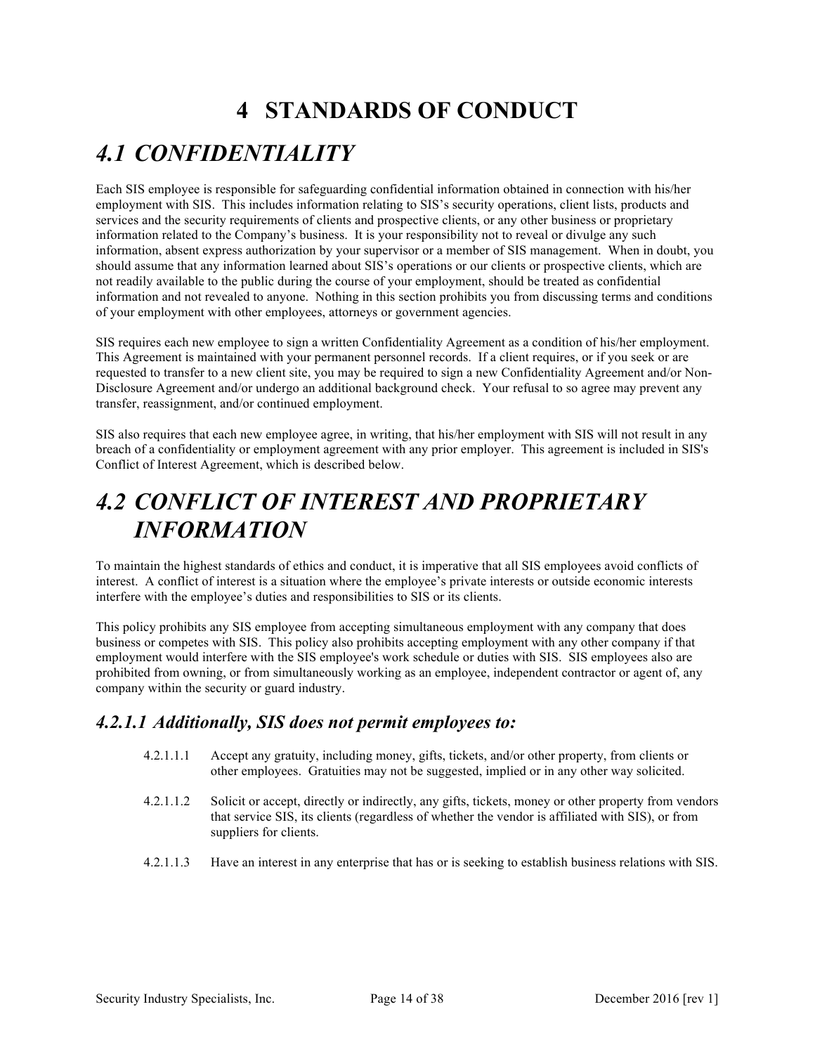# 4 STANDARDS OF CONDUCT

## *4.1 CONFIDENTIALITY*

Each SIS employee is responsible for safeguarding confidential information obtained in connection with his/her employment with SIS. This includes information relating to SIS's security operations, client lists, products and services and the security requirements of clients and prospective clients, or any other business or proprietary information related to the Company's business. It is your responsibility not to reveal or divulge any such information, absent express authorization by your supervisor or a member of SIS management. When in doubt, you should assume that any information learned about SIS's operations or our clients or prospective clients, which are not readily available to the public during the course of your employment, should be treated as confidential information and not revealed to anyone. Nothing in this section prohibits you from discussing terms and conditions of your employment with other employees, attorneys or government agencies.

SIS requires each new employee to sign a written Confidentiality Agreement as a condition of his/her employment. This Agreement is maintained with your permanent personnel records. If a client requires, or if you seek or are requested to transfer to a new client site, you may be required to sign a new Confidentiality Agreement and/or Non-Disclosure Agreement and/or undergo an additional background check. Your refusal to so agree may prevent any transfer, reassignment, and/or continued employment.

SIS also requires that each new employee agree, in writing, that his/her employment with SIS will not result in any breach of a confidentiality or employment agreement with any prior employer. This agreement is included in SIS's Conflict of Interest Agreement, which is described below.

## *4.2 CONFLICT OF INTEREST AND PROPRIETARY INFORMATION*

To maintain the highest standards of ethics and conduct, it is imperative that all SIS employees avoid conflicts of interest. A conflict of interest is a situation where the employee's private interests or outside economic interests interfere with the employee's duties and responsibilities to SIS or its clients.

This policy prohibits any SIS employee from accepting simultaneous employment with any company that does business or competes with SIS. This policy also prohibits accepting employment with any other company if that employment would interfere with the SIS employee's work schedule or duties with SIS. SIS employees also are prohibited from owning, or from simultaneously working as an employee, independent contractor or agent of, any company within the security or guard industry.

### *4.2.1.1 Additionally, SIS does not permit employees to:*

4.2.1.1.1 Accept any gratuity, including money, gifts, tickets, and/or other property, from clients or other employees. Gratuities may not be suggested, implied or in any other way solicited.

4.2.1.1.2 Solicit or accept, directly or indirectly, any gifts, tickets, money or other property from vendors that service SIS, its clients (regardless of whether the vendor is affiliated with SIS), or from suppliers for clients.

4.2.1.1.3 Have an interest in any enterprise that has or is seeking to establish business relations with SIS.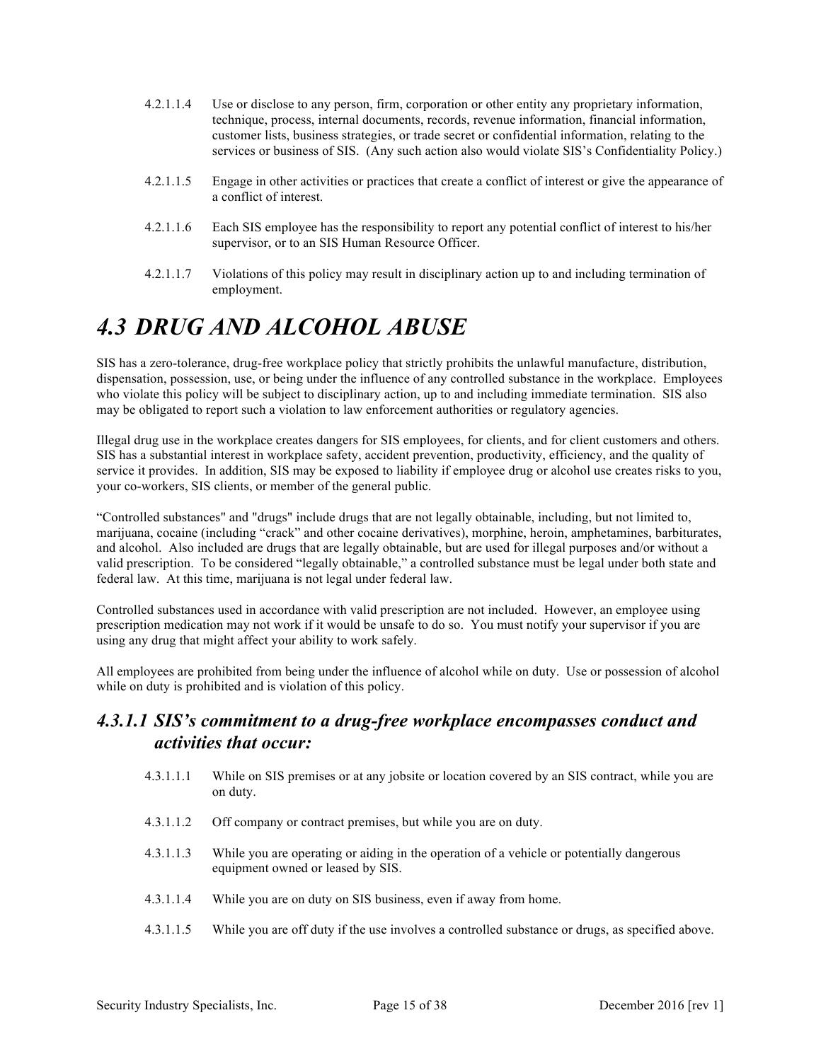4.2.1.1.4 Use or disclose to any person, firm, corporation or other entity any proprietary information, technique, process, internal documents, records, revenue information, financial information, customer lists, business strategies, or trade secret or confidential information, relating to the services or business of SIS. (Any such action also would violate SIS's Confidentiality Policy.)

4.2.1.1.5 Engage in other activities or practices that create a conflict of interest or give the appearance of a conflict of interest.

4.2.1.1.6 Each SIS employee has the responsibility to report any potential conflict of interest to his/her supervisor, or to an SIS Human Resource Officer.

4.2.1.1.7 Violations of this policy may result in disciplinary action up to and including termination of employment.

# *4.3 DRUG AND ALCOHOL ABUSE*

SIS has a zero-tolerance, drug-free workplace policy that strictly prohibits the unlawful manufacture, distribution, dispensation, possession, use, or being under the influence of any controlled substance in the workplace. Employees who violate this policy will be subject to disciplinary action, up to and including immediate termination. SIS also may be obligated to report such a violation to law enforcement authorities or regulatory agencies.

Illegal drug use in the workplace creates dangers for SIS employees, for clients, and for client customers and others. SIS has a substantial interest in workplace safety, accident prevention, productivity, efficiency, and the quality of service it provides. In addition, SIS may be exposed to liability if employee drug or alcohol use creates risks to you, your co-workers, SIS clients, or member of the general public.

"Controlled substances" and "drugs" include drugs that are not legally obtainable, including, but not limited to, marijuana, cocaine (including "crack" and other cocaine derivatives), morphine, heroin, amphetamines, barbiturates, and alcohol. Also included are drugs that are legally obtainable, but are used for illegal purposes and/or without a valid prescription. To be considered "legally obtainable," a controlled substance must be legal under both state and federal law. At this time, marijuana is not legal under federal law.

Controlled substances used in accordance with valid prescription are not included. However, an employee using prescription medication may not work if it would be unsafe to do so. You must notify your supervisor if you are using any drug that might affect your ability to work safely.

All employees are prohibited from being under the influence of alcohol while on duty. Use or possession of alcohol while on duty is prohibited and is violation of this policy.

## *4.3.1.1 SIS's commitment to a drug-free workplace encompasses conduct and activities that occur:*

4.3.1.1.1 While on SIS premises or at any jobsite or location covered by an SIS contract, while you are on duty.

4.3.1.1.2 Off company or contract premises, but while you are on duty.

4.3.1.1.3 While you are operating or aiding in the operation of a vehicle or potentially dangerous equipment owned or leased by SIS.

4.3.1.1.4 While you are on duty on SIS business, even if away from home.

4.3.1.1.5 While you are off duty if the use involves a controlled substance or drugs, as specified above.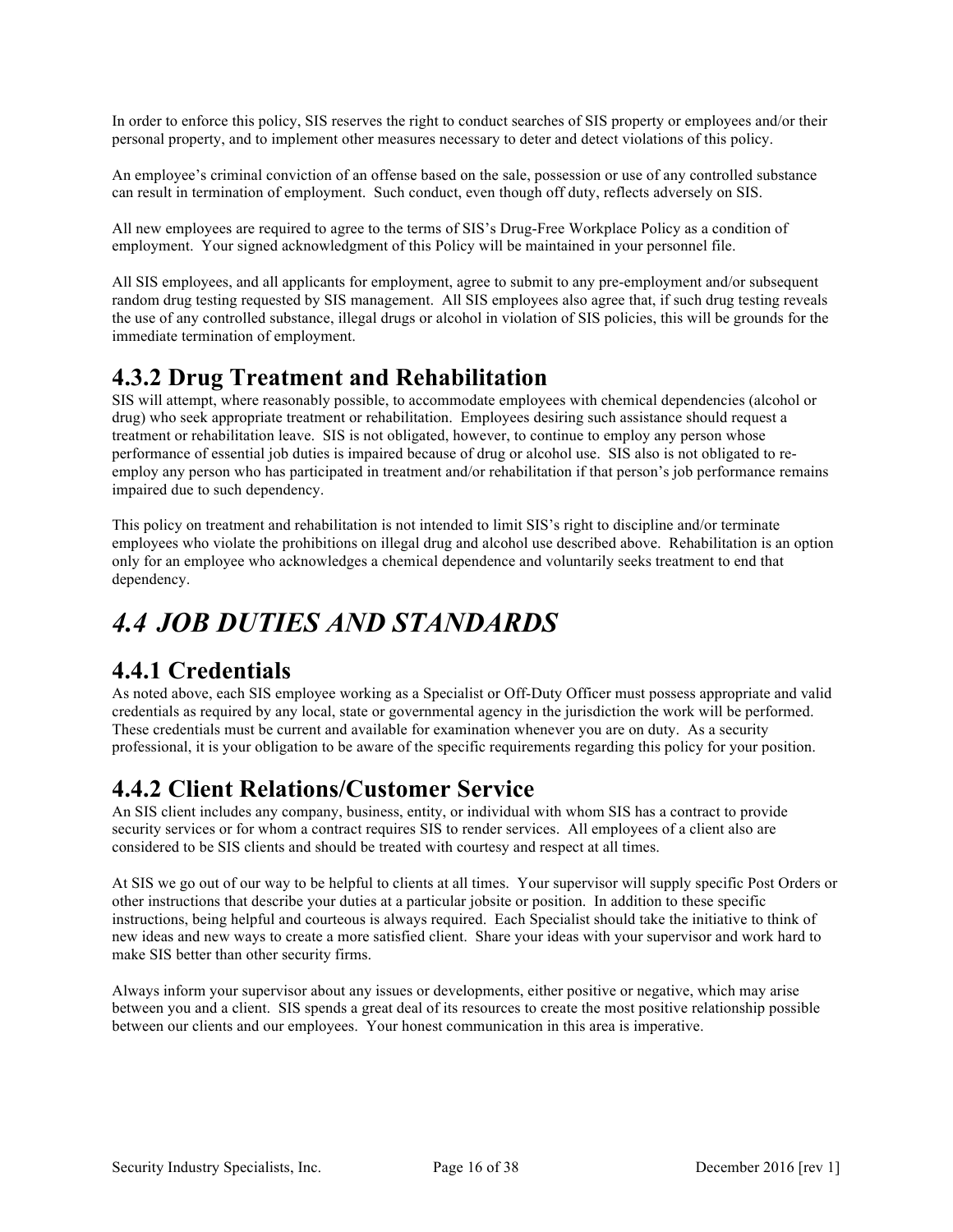In order to enforce this policy, SIS reserves the right to conduct searches of SIS property or employees and/or their personal property, and to implement other measures necessary to deter and detect violations of this policy.

An employee's criminal conviction of an offense based on the sale, possession or use of any controlled substance can result in termination of employment. Such conduct, even though off duty, reflects adversely on SIS.

All new employees are required to agree to the terms of SIS's Drug-Free Workplace Policy as a condition of employment. Your signed acknowledgment of this Policy will be maintained in your personnel file.

All SIS employees, and all applicants for employment, agree to submit to any pre-employment and/or subsequent random drug testing requested by SIS management. All SIS employees also agree that, if such drug testing reveals the use of any controlled substance, illegal drugs or alcohol in violation of SIS policies, this will be grounds for the immediate termination of employment.

## 4.3.2 Drug Treatment and Rehabilitation

SIS will attempt, where reasonably possible, to accommodate employees with chemical dependencies (alcohol or drug) who seek appropriate treatment or rehabilitation. Employees desiring such assistance should request a treatment or rehabilitation leave. SIS is not obligated, however, to continue to employ any person whose performance of essential job duties is impaired because of drug or alcohol use. SIS also is not obligated to re-employ any person who has participated in treatment and/or rehabilitation if that person's job performance remains impaired due to such dependency.

This policy on treatment and rehabilitation is not intended to limit SIS's right to discipline and/or terminate employees who violate the prohibitions on illegal drug and alcohol use described above. Rehabilitation is an option only for an employee who acknowledges a chemical dependence and voluntarily seeks treatment to end that dependency.

# *4.4 JOB DUTIES AND STANDARDS*

## 4.4.1 Credentials

As noted above, each SIS employee working as a Specialist or Off-Duty Officer must possess appropriate and valid credentials as required by any local, state or governmental agency in the jurisdiction the work will be performed. These credentials must be current and available for examination whenever you are on duty. As a security professional, it is your obligation to be aware of the specific requirements regarding this policy for your position.

## 4.4.2 Client Relations/Customer Service

An SIS client includes any company, business, entity, or individual with whom SIS has a contract to provide security services or for whom a contract requires SIS to render services. All employees of a client also are considered to be SIS clients and should be treated with courtesy and respect at all times.

At SIS we go out of our way to be helpful to clients at all times. Your supervisor will supply specific Post Orders or other instructions that describe your duties at a particular jobsite or position. In addition to these specific instructions, being helpful and courteous is always required. Each Specialist should take the initiative to think of new ideas and new ways to create a more satisfied client. Share your ideas with your supervisor and work hard to make SIS better than other security firms.

Always inform your supervisor about any issues or developments, either positive or negative, which may arise between you and a client. SIS spends a great deal of its resources to create the most positive relationship possible between our clients and our employees. Your honest communication in this area is imperative.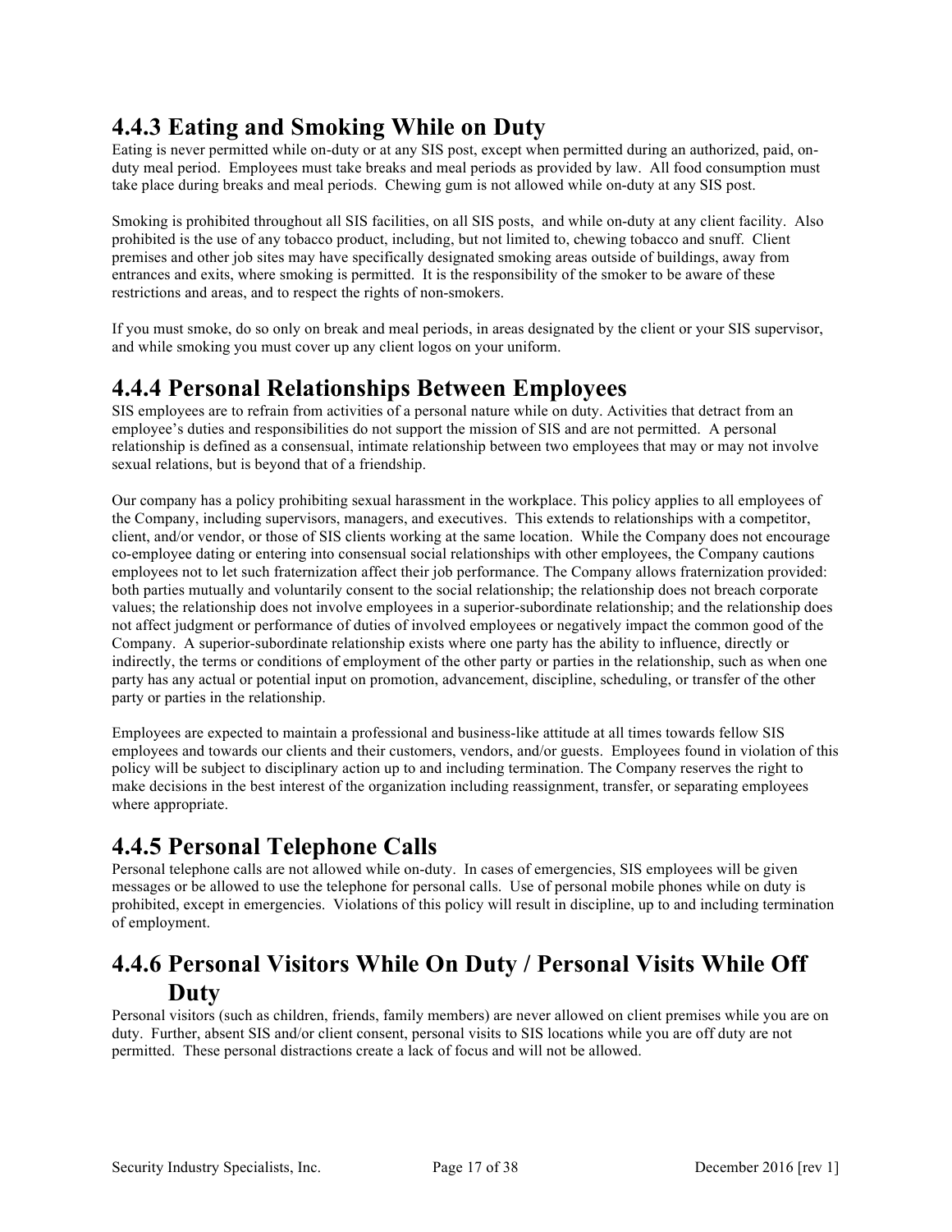## 4.4.3 Eating and Smoking While on Duty

Eating is never permitted while on-duty or at any SIS post, except when permitted during an authorized, paid, on-duty meal period. Employees must take breaks and meal periods as provided by law. All food consumption must take place during breaks and meal periods. Chewing gum is not allowed while on-duty at any SIS post.

Smoking is prohibited throughout all SIS facilities, on all SIS posts, and while on-duty at any client facility. Also prohibited is the use of any tobacco product, including, but not limited to, chewing tobacco and snuff. Client premises and other job sites may have specifically designated smoking areas outside of buildings, away from entrances and exits, where smoking is permitted. It is the responsibility of the smoker to be aware of these restrictions and areas, and to respect the rights of non-smokers.

If you must smoke, do so only on break and meal periods, in areas designated by the client or your SIS supervisor, and while smoking you must cover up any client logos on your uniform.

## 4.4.4 Personal Relationships Between Employees

SIS employees are to refrain from activities of a personal nature while on duty. Activities that detract from an employee's duties and responsibilities do not support the mission of SIS and are not permitted. A personal relationship is defined as a consensual, intimate relationship between two employees that may or may not involve sexual relations, but is beyond that of a friendship.

Our company has a policy prohibiting sexual harassment in the workplace. This policy applies to all employees of the Company, including supervisors, managers, and executives. This extends to relationships with a competitor, client, and/or vendor, or those of SIS clients working at the same location. While the Company does not encourage co-employee dating or entering into consensual social relationships with other employees, the Company cautions employees not to let such fraternization affect their job performance. The Company allows fraternization provided: both parties mutually and voluntarily consent to the social relationship; the relationship does not breach corporate values; the relationship does not involve employees in a superior-subordinate relationship; and the relationship does not affect judgment or performance of duties of involved employees or negatively impact the common good of the Company. A superior-subordinate relationship exists where one party has the ability to influence, directly or indirectly, the terms or conditions of employment of the other party or parties in the relationship, such as when one party has any actual or potential input on promotion, advancement, discipline, scheduling, or transfer of the other party or parties in the relationship.

Employees are expected to maintain a professional and business-like attitude at all times towards fellow SIS employees and towards our clients and their customers, vendors, and/or guests. Employees found in violation of this policy will be subject to disciplinary action up to and including termination. The Company reserves the right to make decisions in the best interest of the organization including reassignment, transfer, or separating employees where appropriate.

## 4.4.5 Personal Telephone Calls

Personal telephone calls are not allowed while on-duty. In cases of emergencies, SIS employees will be given messages or be allowed to use the telephone for personal calls. Use of personal mobile phones while on duty is prohibited, except in emergencies. Violations of this policy will result in discipline, up to and including termination of employment.

## 4.4.6 Personal Visitors While On Duty / Personal Visits While Off Duty

Personal visitors (such as children, friends, family members) are never allowed on client premises while you are on duty. Further, absent SIS and/or client consent, personal visits to SIS locations while you are off duty are not permitted. These personal distractions create a lack of focus and will not be allowed.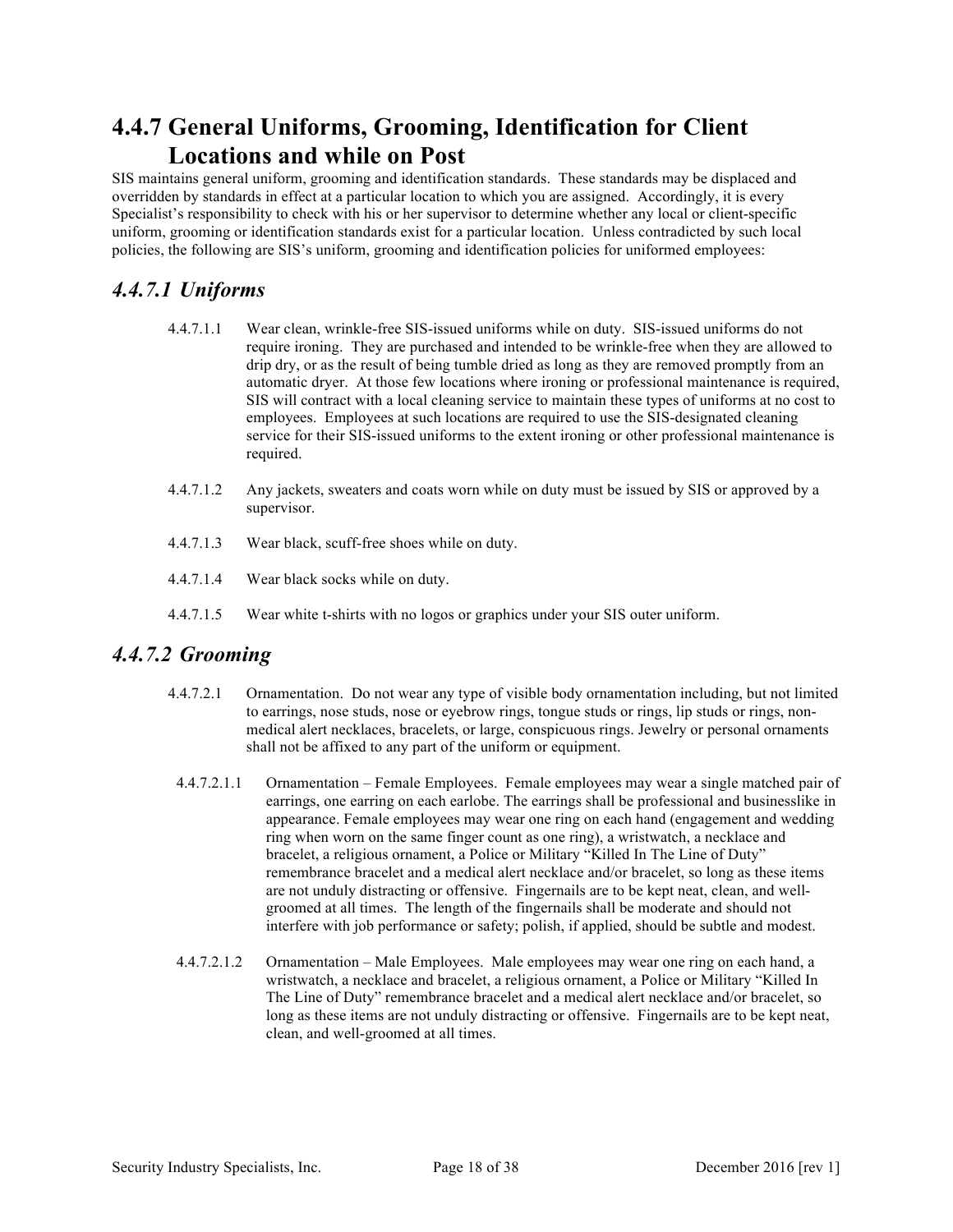## 4.4.7 General Uniforms, Grooming, Identification for Client Locations and while on Post

SIS maintains general uniform, grooming and identification standards. These standards may be displaced and overridden by standards in effect at a particular location to which you are assigned. Accordingly, it is every Specialist's responsibility to check with his or her supervisor to determine whether any local or client-specific uniform, grooming or identification standards exist for a particular location. Unless contradicted by such local policies, the following are SIS's uniform, grooming and identification policies for uniformed employees:

### *4.4.7.1 Uniforms*

4.4.7.1.1 Wear clean, wrinkle-free SIS-issued uniforms while on duty. SIS-issued uniforms do not require ironing. They are purchased and intended to be wrinkle-free when they are allowed to drip dry, or as the result of being tumble dried as long as they are removed promptly from an automatic dryer. At those few locations where ironing or professional maintenance is required, SIS will contract with a local cleaning service to maintain these types of uniforms at no cost to employees. Employees at such locations are required to use the SIS-designated cleaning service for their SIS-issued uniforms to the extent ironing or other professional maintenance is required.

4.4.7.1.2 Any jackets, sweaters and coats worn while on duty must be issued by SIS or approved by a supervisor.

4.4.7.1.3 Wear black, scuff-free shoes while on duty.

4.4.7.1.4 Wear black socks while on duty.

4.4.7.1.5 Wear white t-shirts with no logos or graphics under your SIS outer uniform.

### *4.4.7.2 Grooming*

4.4.7.2.1 Ornamentation. Do not wear any type of visible body ornamentation including, but not limited to earrings, nose studs, nose or eyebrow rings, tongue studs or rings, lip studs or rings, non-medical alert necklaces, bracelets, or large, conspicuous rings. Jewelry or personal ornaments shall not be affixed to any part of the uniform or equipment.

4.4.7.2.1.1 Ornamentation – Female Employees. Female employees may wear a single matched pair of earrings, one earring on each earlobe. The earrings shall be professional and businesslike in appearance. Female employees may wear one ring on each hand (engagement and wedding ring when worn on the same finger count as one ring), a wristwatch, a necklace and bracelet, a religious ornament, a Police or Military "Killed In The Line of Duty" remembrance bracelet and a medical alert necklace and/or bracelet, so long as these items are not unduly distracting or offensive. Fingernails are to be kept neat, clean, and well-groomed at all times. The length of the fingernails shall be moderate and should not interfere with job performance or safety; polish, if applied, should be subtle and modest.

4.4.7.2.1.2 Ornamentation – Male Employees. Male employees may wear one ring on each hand, a wristwatch, a necklace and bracelet, a religious ornament, a Police or Military "Killed In The Line of Duty" remembrance bracelet and a medical alert necklace and/or bracelet, so long as these items are not unduly distracting or offensive. Fingernails are to be kept neat, clean, and well-groomed at all times.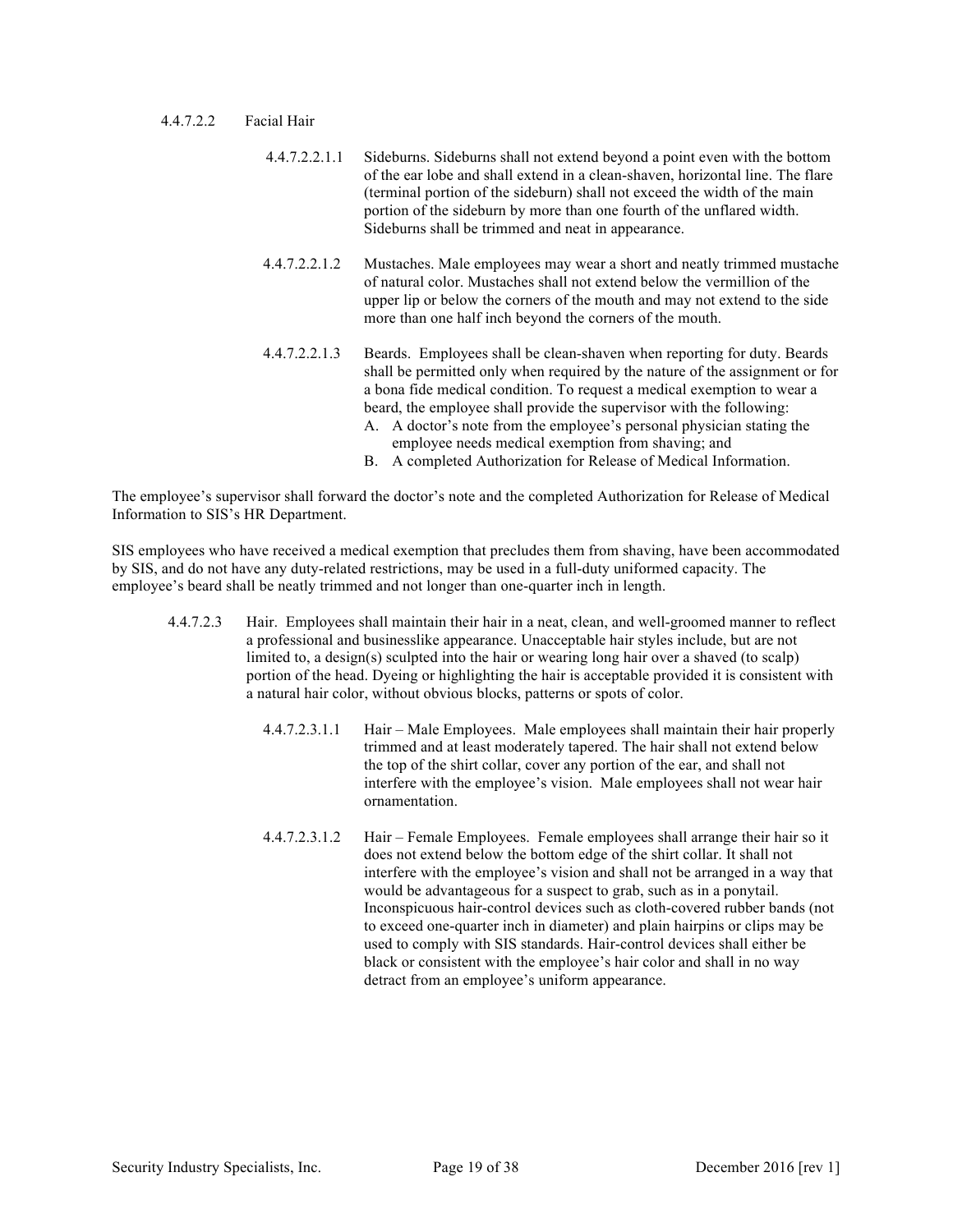4.4.7.2.2 Facial Hair

4.4.7.2.2.1.1 Sideburns. Sideburns shall not extend beyond a point even with the bottom of the ear lobe and shall extend in a clean-shaven, horizontal line. The flare (terminal portion of the sideburn) shall not exceed the width of the main portion of the sideburn by more than one fourth of the unflared width. Sideburns shall be trimmed and neat in appearance.

4.4.7.2.2.1.2 Mustaches. Male employees may wear a short and neatly trimmed mustache of natural color. Mustaches shall not extend below the vermillion of the upper lip or below the corners of the mouth and may not extend to the side more than one half inch beyond the corners of the mouth.

4.4.7.2.2.1.3 Beards. Employees shall be clean-shaven when reporting for duty. Beards shall be permitted only when required by the nature of the assignment or for a bona fide medical condition. To request a medical exemption to wear a beard, the employee shall provide the supervisor with the following:

A. A doctor's note from the employee's personal physician stating the employee needs medical exemption from shaving; and
B. A completed Authorization for Release of Medical Information.

The employee's supervisor shall forward the doctor's note and the completed Authorization for Release of Medical Information to SIS's HR Department.

SIS employees who have received a medical exemption that precludes them from shaving, have been accommodated by SIS, and do not have any duty-related restrictions, may be used in a full-duty uniformed capacity. The employee's beard shall be neatly trimmed and not longer than one-quarter inch in length.

4.4.7.2.3 Hair. Employees shall maintain their hair in a neat, clean, and well-groomed manner to reflect a professional and businesslike appearance. Unacceptable hair styles include, but are not limited to, a design(s) sculpted into the hair or wearing long hair over a shaved (to scalp) portion of the head. Dyeing or highlighting the hair is acceptable provided it is consistent with a natural hair color, without obvious blocks, patterns or spots of color.

4.4.7.2.3.1.1 Hair – Male Employees. Male employees shall maintain their hair properly trimmed and at least moderately tapered. The hair shall not extend below the top of the shirt collar, cover any portion of the ear, and shall not interfere with the employee's vision. Male employees shall not wear hair ornamentation.

4.4.7.2.3.1.2 Hair – Female Employees. Female employees shall arrange their hair so it does not extend below the bottom edge of the shirt collar. It shall not interfere with the employee's vision and shall not be arranged in a way that would be advantageous for a suspect to grab, such as in a ponytail. Inconspicuous hair-control devices such as cloth-covered rubber bands (not to exceed one-quarter inch in diameter) and plain hairpins or clips may be used to comply with SIS standards. Hair-control devices shall either be black or consistent with the employee's hair color and shall in no way detract from an employee's uniform appearance.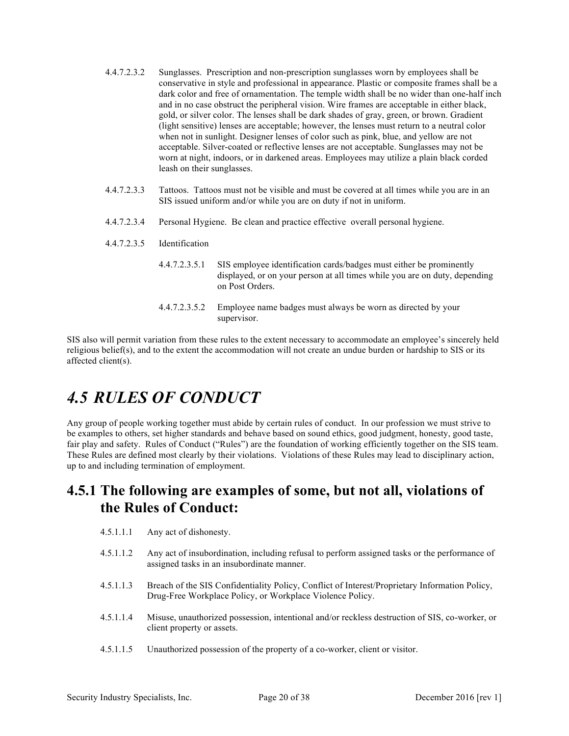4.4.7.2.3.2 Sunglasses. Prescription and non-prescription sunglasses worn by employees shall be conservative in style and professional in appearance. Plastic or composite frames shall be a dark color and free of ornamentation. The temple width shall be no wider than one-half inch and in no case obstruct the peripheral vision. Wire frames are acceptable in either black, gold, or silver color. The lenses shall be dark shades of gray, green, or brown. Gradient (light sensitive) lenses are acceptable; however, the lenses must return to a neutral color when not in sunlight. Designer lenses of color such as pink, blue, and yellow are not acceptable. Silver-coated or reflective lenses are not acceptable. Sunglasses may not be worn at night, indoors, or in darkened areas. Employees may utilize a plain black corded leash on their sunglasses.

4.4.7.2.3.3 Tattoos. Tattoos must not be visible and must be covered at all times while you are in an SIS issued uniform and/or while you are on duty if not in uniform.

4.4.7.2.3.4 Personal Hygiene. Be clean and practice effective overall personal hygiene.

4.4.7.2.3.5 Identification

4.4.7.2.3.5.1 SIS employee identification cards/badges must either be prominently displayed, or on your person at all times while you are on duty, depending on Post Orders.

4.4.7.2.3.5.2 Employee name badges must always be worn as directed by your supervisor.

SIS also will permit variation from these rules to the extent necessary to accommodate an employee's sincerely held religious belief(s), and to the extent the accommodation will not create an undue burden or hardship to SIS or its affected client(s).

# *4.5 RULES OF CONDUCT*

Any group of people working together must abide by certain rules of conduct. In our profession we must strive to be examples to others, set higher standards and behave based on sound ethics, good judgment, honesty, good taste, fair play and safety. Rules of Conduct ("Rules") are the foundation of working efficiently together on the SIS team. These Rules are defined most clearly by their violations. Violations of these Rules may lead to disciplinary action, up to and including termination of employment.

## 4.5.1 The following are examples of some, but not all, violations of the Rules of Conduct:

4.5.1.1.1 Any act of dishonesty.

4.5.1.1.2 Any act of insubordination, including refusal to perform assigned tasks or the performance of assigned tasks in an insubordinate manner.

4.5.1.1.3 Breach of the SIS Confidentiality Policy, Conflict of Interest/Proprietary Information Policy, Drug-Free Workplace Policy, or Workplace Violence Policy.

4.5.1.1.4 Misuse, unauthorized possession, intentional and/or reckless destruction of SIS, co-worker, or client property or assets.

4.5.1.1.5 Unauthorized possession of the property of a co-worker, client or visitor.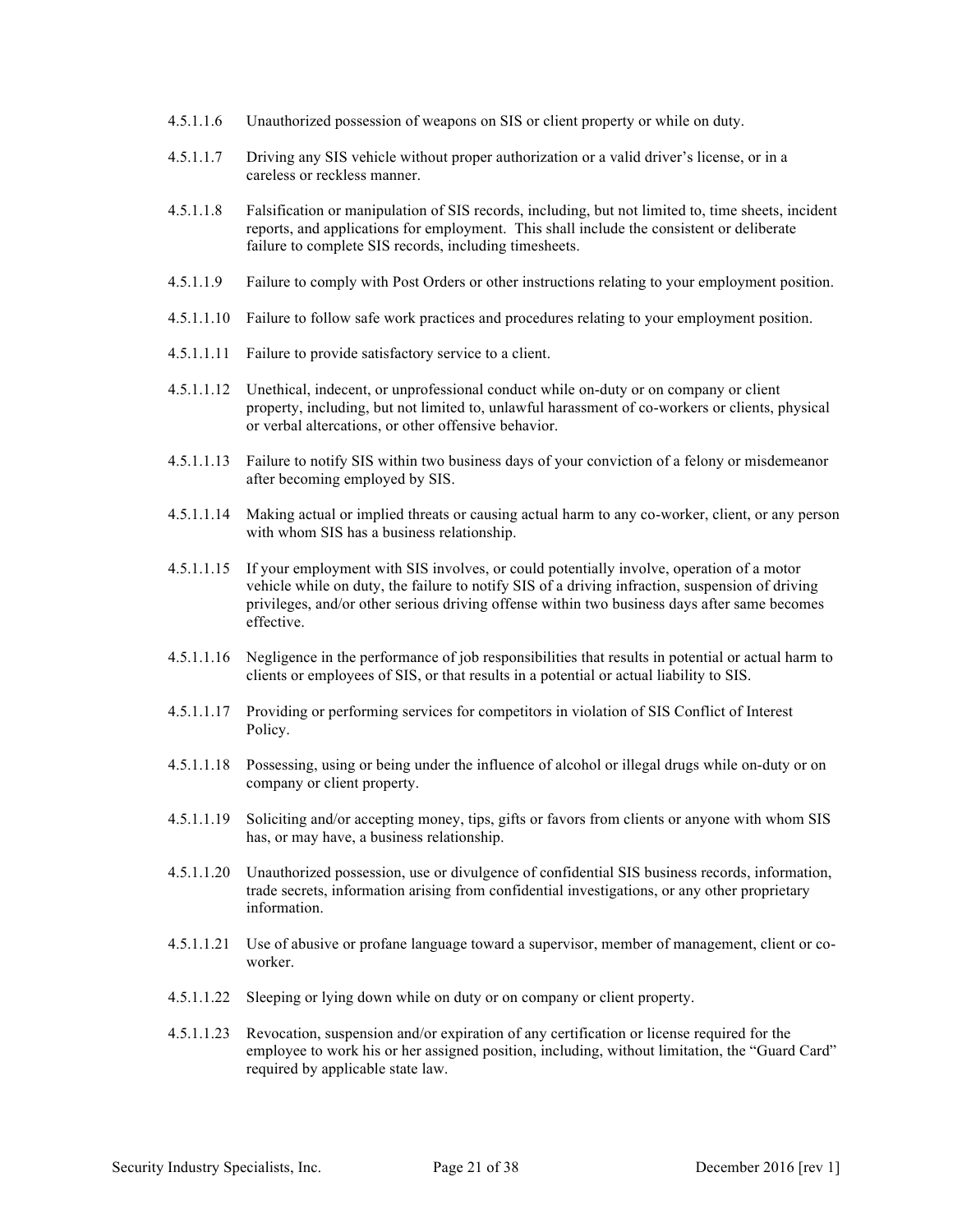4.5.1.1.6 Unauthorized possession of weapons on SIS or client property or while on duty.

4.5.1.1.7 Driving any SIS vehicle without proper authorization or a valid driver's license, or in a careless or reckless manner.

4.5.1.1.8 Falsification or manipulation of SIS records, including, but not limited to, time sheets, incident reports, and applications for employment. This shall include the consistent or deliberate failure to complete SIS records, including timesheets.

4.5.1.1.9 Failure to comply with Post Orders or other instructions relating to your employment position.

4.5.1.1.10 Failure to follow safe work practices and procedures relating to your employment position.

4.5.1.1.11 Failure to provide satisfactory service to a client.

4.5.1.1.12 Unethical, indecent, or unprofessional conduct while on-duty or on company or client property, including, but not limited to, unlawful harassment of co-workers or clients, physical or verbal altercations, or other offensive behavior.

4.5.1.1.13 Failure to notify SIS within two business days of your conviction of a felony or misdemeanor after becoming employed by SIS.

4.5.1.1.14 Making actual or implied threats or causing actual harm to any co-worker, client, or any person with whom SIS has a business relationship.

4.5.1.1.15 If your employment with SIS involves, or could potentially involve, operation of a motor vehicle while on duty, the failure to notify SIS of a driving infraction, suspension of driving privileges, and/or other serious driving offense within two business days after same becomes effective.

4.5.1.1.16 Negligence in the performance of job responsibilities that results in potential or actual harm to clients or employees of SIS, or that results in a potential or actual liability to SIS.

4.5.1.1.17 Providing or performing services for competitors in violation of SIS Conflict of Interest Policy.

4.5.1.1.18 Possessing, using or being under the influence of alcohol or illegal drugs while on-duty or on company or client property.

4.5.1.1.19 Soliciting and/or accepting money, tips, gifts or favors from clients or anyone with whom SIS has, or may have, a business relationship.

4.5.1.1.20 Unauthorized possession, use or divulgence of confidential SIS business records, information, trade secrets, information arising from confidential investigations, or any other proprietary information.

4.5.1.1.21 Use of abusive or profane language toward a supervisor, member of management, client or co-worker.

4.5.1.1.22 Sleeping or lying down while on duty or on company or client property.

4.5.1.1.23 Revocation, suspension and/or expiration of any certification or license required for the employee to work his or her assigned position, including, without limitation, the "Guard Card" required by applicable state law.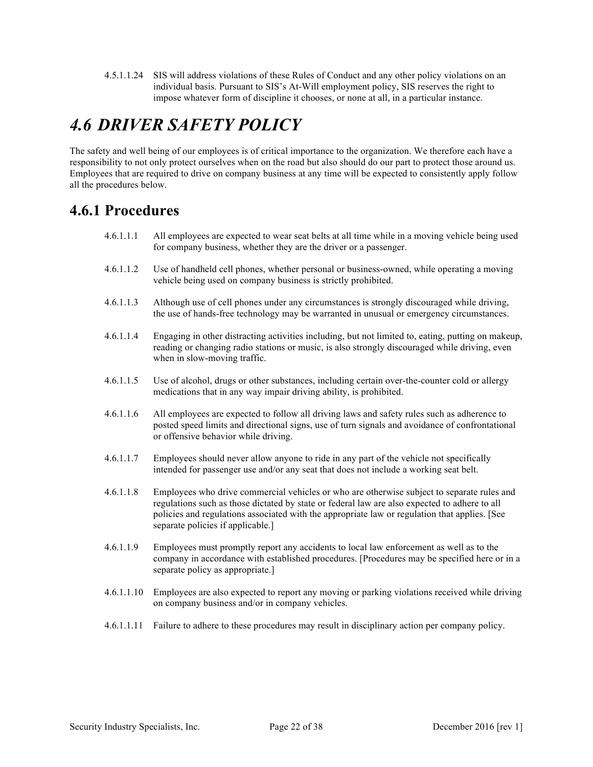4.5.1.1.24 SIS will address violations of these Rules of Conduct and any other policy violations on an individual basis. Pursuant to SIS's At-Will employment policy, SIS reserves the right to impose whatever form of discipline it chooses, or none at all, in a particular instance.

# *4.6 DRIVER SAFETY POLICY*

The safety and well being of our employees is of critical importance to the organization. We therefore each have a responsibility to not only protect ourselves when on the road but also should do our part to protect those around us. Employees that are required to drive on company business at any time will be expected to consistently apply follow all the procedures below.

## 4.6.1 Procedures

4.6.1.1.1 All employees are expected to wear seat belts at all time while in a moving vehicle being used for company business, whether they are the driver or a passenger.

4.6.1.1.2 Use of handheld cell phones, whether personal or business-owned, while operating a moving vehicle being used on company business is strictly prohibited.

4.6.1.1.3 Although use of cell phones under any circumstances is strongly discouraged while driving, the use of hands-free technology may be warranted in unusual or emergency circumstances.

4.6.1.1.4 Engaging in other distracting activities including, but not limited to, eating, putting on makeup, reading or changing radio stations or music, is also strongly discouraged while driving, even when in slow-moving traffic.

4.6.1.1.5 Use of alcohol, drugs or other substances, including certain over-the-counter cold or allergy medications that in any way impair driving ability, is prohibited.

4.6.1.1.6 All employees are expected to follow all driving laws and safety rules such as adherence to posted speed limits and directional signs, use of turn signals and avoidance of confrontational or offensive behavior while driving.

4.6.1.1.7 Employees should never allow anyone to ride in any part of the vehicle not specifically intended for passenger use and/or any seat that does not include a working seat belt.

4.6.1.1.8 Employees who drive commercial vehicles or who are otherwise subject to separate rules and regulations such as those dictated by state or federal law are also expected to adhere to all policies and regulations associated with the appropriate law or regulation that applies. [See separate policies if applicable.]

4.6.1.1.9 Employees must promptly report any accidents to local law enforcement as well as to the company in accordance with established procedures. [Procedures may be specified here or in a separate policy as appropriate.]

4.6.1.1.10 Employees are also expected to report any moving or parking violations received while driving on company business and/or in company vehicles.

4.6.1.1.11 Failure to adhere to these procedures may result in disciplinary action per company policy.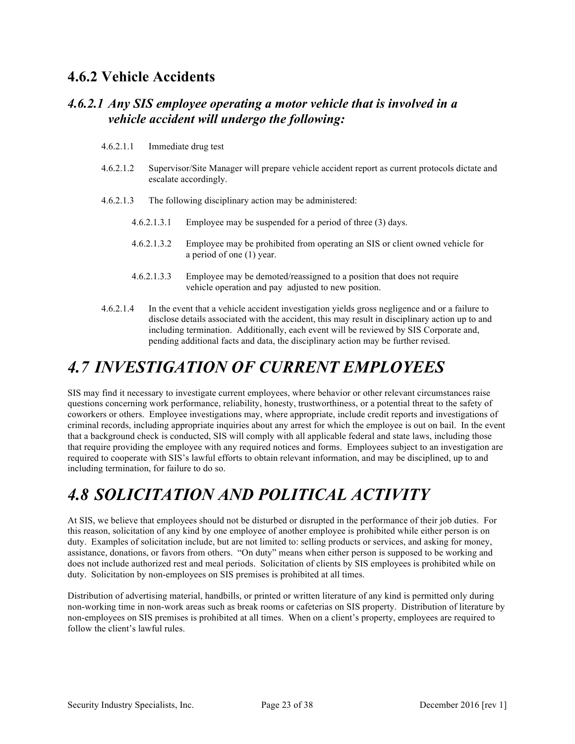### 4.6.2 Vehicle Accidents

#### *4.6.2.1 Any SIS employee operating a motor vehicle that is involved in a vehicle accident will undergo the following:*

4.6.2.1.1 Immediate drug test

4.6.2.1.2 Supervisor/Site Manager will prepare vehicle accident report as current protocols dictate and escalate accordingly.

4.6.2.1.3 The following disciplinary action may be administered:

- 4.6.2.1.3.1 Employee may be suspended for a period of three (3) days.
- 4.6.2.1.3.2 Employee may be prohibited from operating an SIS or client owned vehicle for a period of one (1) year.
- 4.6.2.1.3.3 Employee may be demoted/reassigned to a position that does not require vehicle operation and pay adjusted to new position.

4.6.2.1.4 In the event that a vehicle accident investigation yields gross negligence and or a failure to disclose details associated with the accident, this may result in disciplinary action up to and including termination. Additionally, each event will be reviewed by SIS Corporate and, pending additional facts and data, the disciplinary action may be further revised.

## *4.7 INVESTIGATION OF CURRENT EMPLOYEES*

SIS may find it necessary to investigate current employees, where behavior or other relevant circumstances raise questions concerning work performance, reliability, honesty, trustworthiness, or a potential threat to the safety of coworkers or others. Employee investigations may, where appropriate, include credit reports and investigations of criminal records, including appropriate inquiries about any arrest for which the employee is out on bail. In the event that a background check is conducted, SIS will comply with all applicable federal and state laws, including those that require providing the employee with any required notices and forms. Employees subject to an investigation are required to cooperate with SIS's lawful efforts to obtain relevant information, and may be disciplined, up to and including termination, for failure to do so.

## *4.8 SOLICITATION AND POLITICAL ACTIVITY*

At SIS, we believe that employees should not be disturbed or disrupted in the performance of their job duties. For this reason, solicitation of any kind by one employee of another employee is prohibited while either person is on duty. Examples of solicitation include, but are not limited to: selling products or services, and asking for money, assistance, donations, or favors from others. "On duty" means when either person is supposed to be working and does not include authorized rest and meal periods. Solicitation of clients by SIS employees is prohibited while on duty. Solicitation by non-employees on SIS premises is prohibited at all times.

Distribution of advertising material, handbills, or printed or written literature of any kind is permitted only during non-working time in non-work areas such as break rooms or cafeterias on SIS property. Distribution of literature by non-employees on SIS premises is prohibited at all times. When on a client's property, employees are required to follow the client's lawful rules.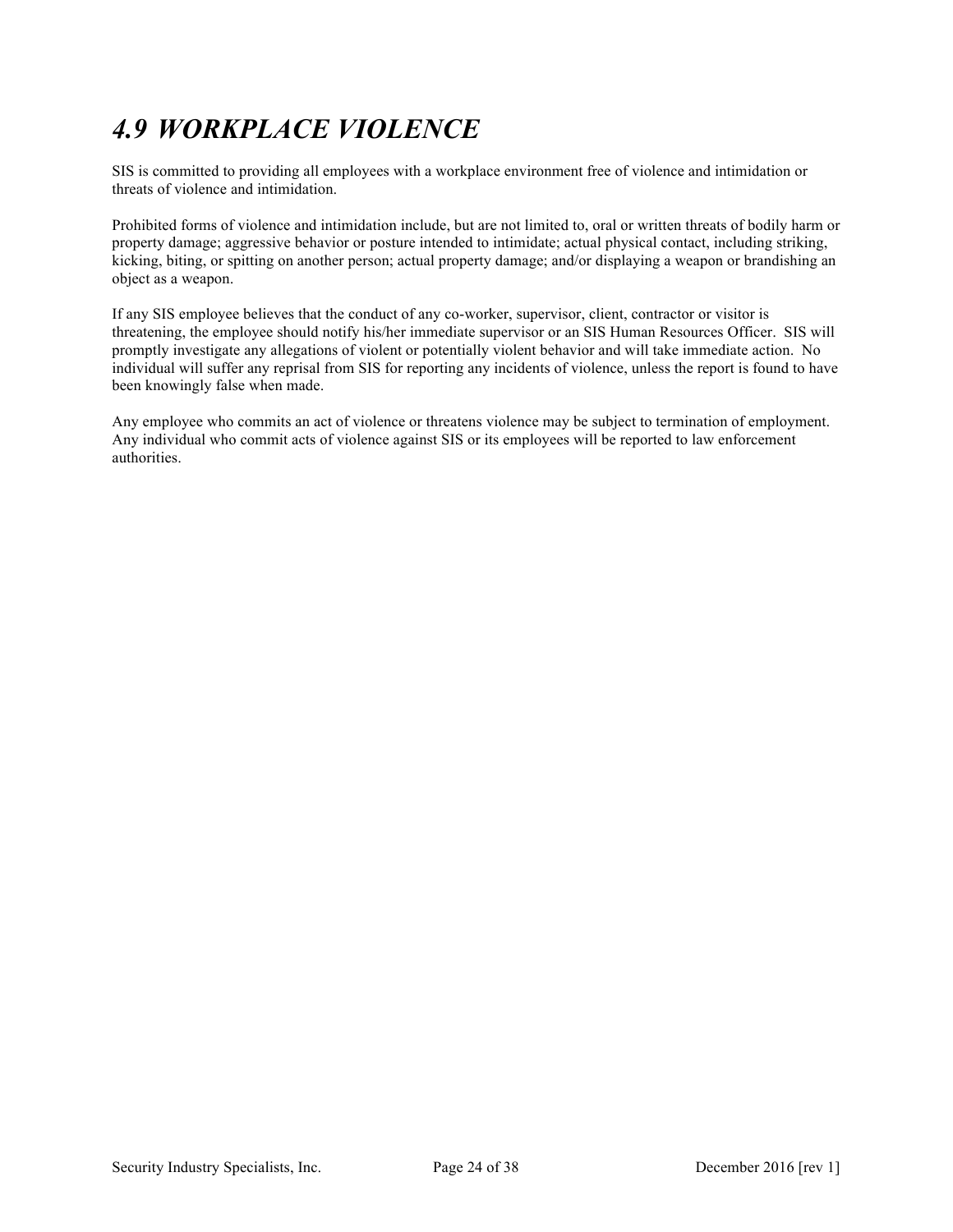## *4.9 WORKPLACE VIOLENCE*

SIS is committed to providing all employees with a workplace environment free of violence and intimidation or threats of violence and intimidation.

Prohibited forms of violence and intimidation include, but are not limited to, oral or written threats of bodily harm or property damage; aggressive behavior or posture intended to intimidate; actual physical contact, including striking, kicking, biting, or spitting on another person; actual property damage; and/or displaying a weapon or brandishing an object as a weapon.

If any SIS employee believes that the conduct of any co-worker, supervisor, client, contractor or visitor is threatening, the employee should notify his/her immediate supervisor or an SIS Human Resources Officer. SIS will promptly investigate any allegations of violent or potentially violent behavior and will take immediate action. No individual will suffer any reprisal from SIS for reporting any incidents of violence, unless the report is found to have been knowingly false when made.

Any employee who commits an act of violence or threatens violence may be subject to termination of employment. Any individual who commit acts of violence against SIS or its employees will be reported to law enforcement authorities.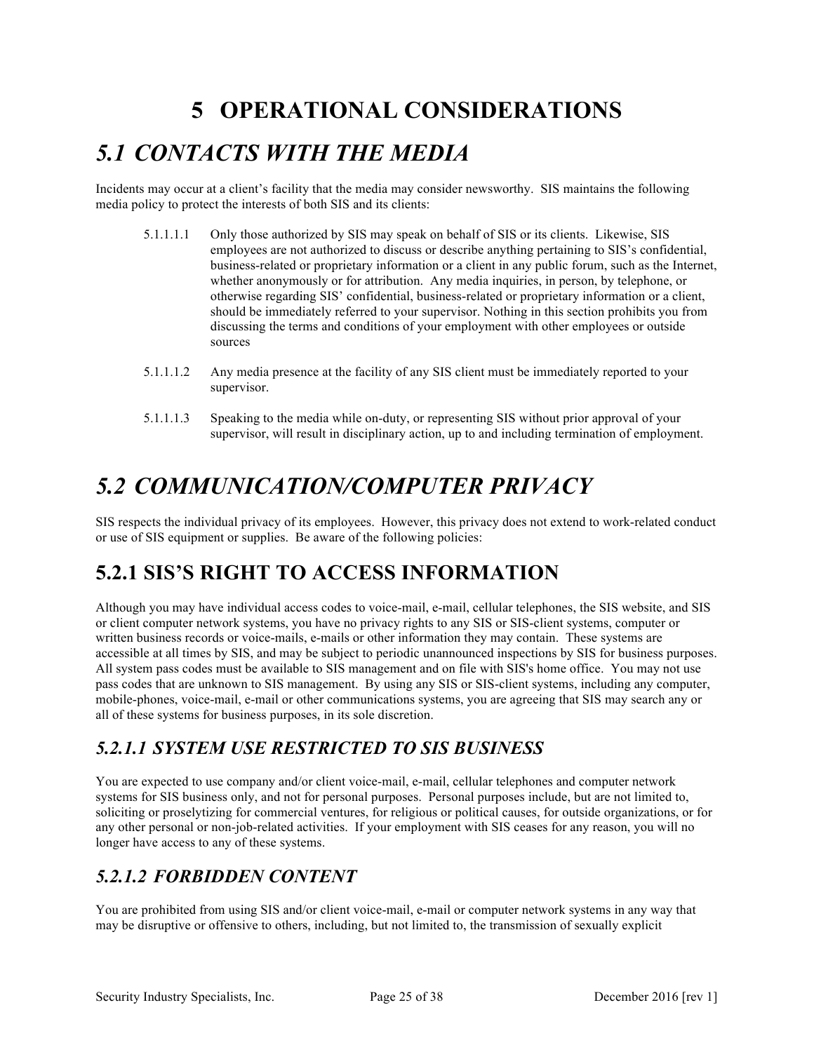# 5 OPERATIONAL CONSIDERATIONS

## *5.1 CONTACTS WITH THE MEDIA*

Incidents may occur at a client's facility that the media may consider newsworthy. SIS maintains the following media policy to protect the interests of both SIS and its clients:

5.1.1.1.1 Only those authorized by SIS may speak on behalf of SIS or its clients. Likewise, SIS employees are not authorized to discuss or describe anything pertaining to SIS's confidential, business-related or proprietary information or a client in any public forum, such as the Internet, whether anonymously or for attribution. Any media inquiries, in person, by telephone, or otherwise regarding SIS' confidential, business-related or proprietary information or a client, should be immediately referred to your supervisor. Nothing in this section prohibits you from discussing the terms and conditions of your employment with other employees or outside sources

5.1.1.1.2 Any media presence at the facility of any SIS client must be immediately reported to your supervisor.

5.1.1.1.3 Speaking to the media while on-duty, or representing SIS without prior approval of your supervisor, will result in disciplinary action, up to and including termination of employment.

## *5.2 COMMUNICATION/COMPUTER PRIVACY*

SIS respects the individual privacy of its employees. However, this privacy does not extend to work-related conduct or use of SIS equipment or supplies. Be aware of the following policies:

## 5.2.1 SIS'S RIGHT TO ACCESS INFORMATION

Although you may have individual access codes to voice-mail, e-mail, cellular telephones, the SIS website, and SIS or client computer network systems, you have no privacy rights to any SIS or SIS-client systems, computer or written business records or voice-mails, e-mails or other information they may contain. These systems are accessible at all times by SIS, and may be subject to periodic unannounced inspections by SIS for business purposes. All system pass codes must be available to SIS management and on file with SIS's home office. You may not use pass codes that are unknown to SIS management. By using any SIS or SIS-client systems, including any computer, mobile-phones, voice-mail, e-mail or other communications systems, you are agreeing that SIS may search any or all of these systems for business purposes, in its sole discretion.

### *5.2.1.1 SYSTEM USE RESTRICTED TO SIS BUSINESS*

You are expected to use company and/or client voice-mail, e-mail, cellular telephones and computer network systems for SIS business only, and not for personal purposes. Personal purposes include, but are not limited to, soliciting or proselytizing for commercial ventures, for religious or political causes, for outside organizations, or for any other personal or non-job-related activities. If your employment with SIS ceases for any reason, you will no longer have access to any of these systems.

### *5.2.1.2 FORBIDDEN CONTENT*

You are prohibited from using SIS and/or client voice-mail, e-mail or computer network systems in any way that may be disruptive or offensive to others, including, but not limited to, the transmission of sexually explicit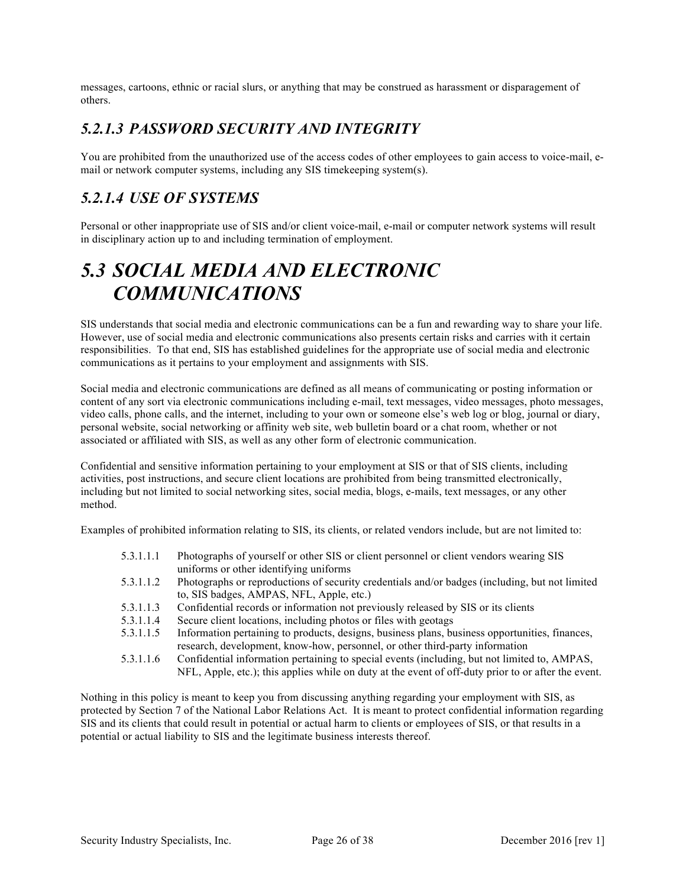messages, cartoons, ethnic or racial slurs, or anything that may be construed as harassment or disparagement of others.

### *5.2.1.3 PASSWORD SECURITY AND INTEGRITY*

You are prohibited from the unauthorized use of the access codes of other employees to gain access to voice-mail, e-mail or network computer systems, including any SIS timekeeping system(s).

### *5.2.1.4 USE OF SYSTEMS*

Personal or other inappropriate use of SIS and/or client voice-mail, e-mail or computer network systems will result in disciplinary action up to and including termination of employment.

## *5.3 SOCIAL MEDIA AND ELECTRONIC COMMUNICATIONS*

SIS understands that social media and electronic communications can be a fun and rewarding way to share your life. However, use of social media and electronic communications also presents certain risks and carries with it certain responsibilities. To that end, SIS has established guidelines for the appropriate use of social media and electronic communications as it pertains to your employment and assignments with SIS.

Social media and electronic communications are defined as all means of communicating or posting information or content of any sort via electronic communications including e-mail, text messages, video messages, photo messages, video calls, phone calls, and the internet, including to your own or someone else's web log or blog, journal or diary, personal website, social networking or affinity web site, web bulletin board or a chat room, whether or not associated or affiliated with SIS, as well as any other form of electronic communication.

Confidential and sensitive information pertaining to your employment at SIS or that of SIS clients, including activities, post instructions, and secure client locations are prohibited from being transmitted electronically, including but not limited to social networking sites, social media, blogs, e-mails, text messages, or any other method.

Examples of prohibited information relating to SIS, its clients, or related vendors include, but are not limited to:

- 5.3.1.1.1 Photographs of yourself or other SIS or client personnel or client vendors wearing SIS uniforms or other identifying uniforms
- 5.3.1.1.2 Photographs or reproductions of security credentials and/or badges (including, but not limited to, SIS badges, AMPAS, NFL, Apple, etc.)
- 5.3.1.1.3 Confidential records or information not previously released by SIS or its clients
- 5.3.1.1.4 Secure client locations, including photos or files with geotags
- 5.3.1.1.5 Information pertaining to products, designs, business plans, business opportunities, finances, research, development, know-how, personnel, or other third-party information
- 5.3.1.1.6 Confidential information pertaining to special events (including, but not limited to, AMPAS, NFL, Apple, etc.); this applies while on duty at the event of off-duty prior to or after the event.

Nothing in this policy is meant to keep you from discussing anything regarding your employment with SIS, as protected by Section 7 of the National Labor Relations Act. It is meant to protect confidential information regarding SIS and its clients that could result in potential or actual harm to clients or employees of SIS, or that results in a potential or actual liability to SIS and the legitimate business interests thereof.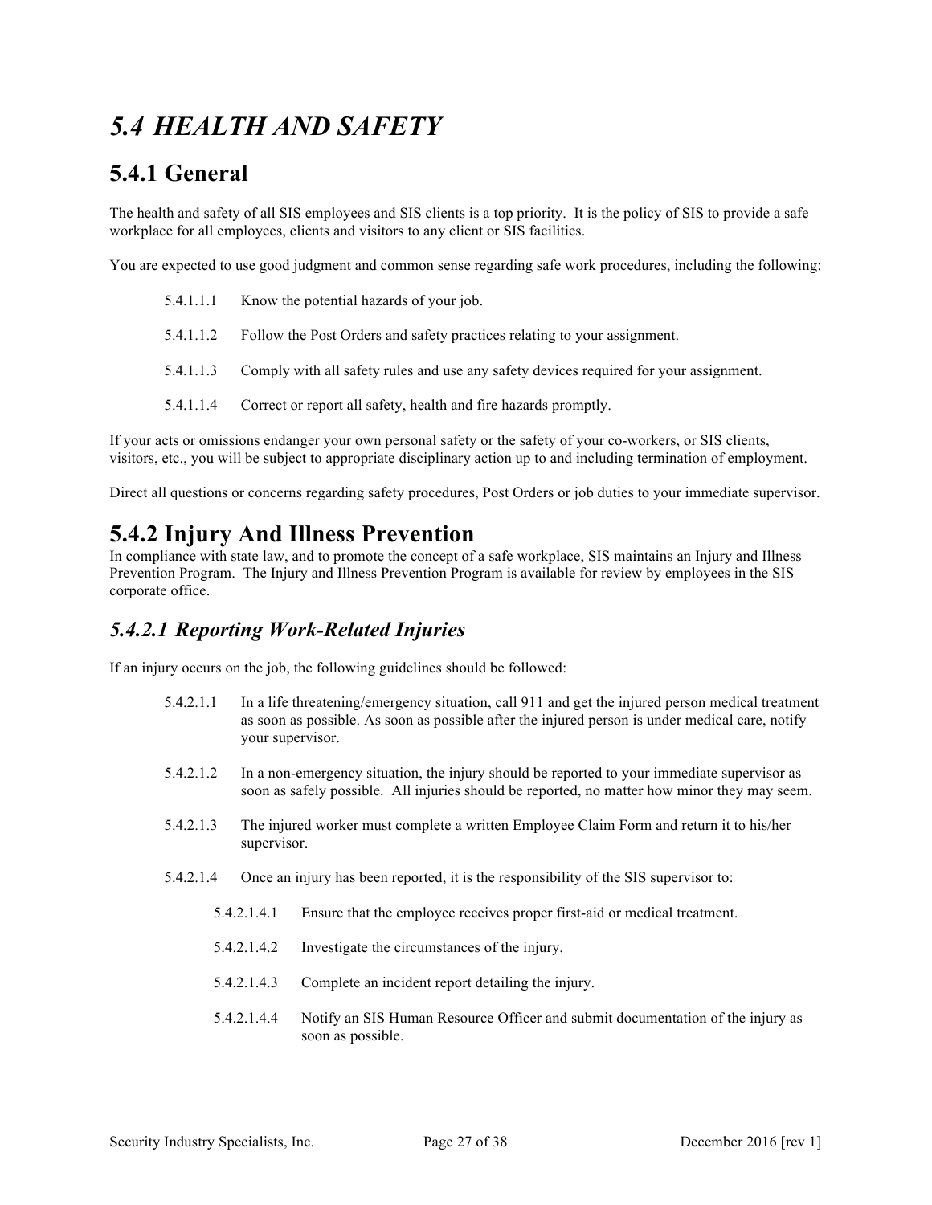# *5.4 HEALTH AND SAFETY*

## 5.4.1 General

The health and safety of all SIS employees and SIS clients is a top priority. It is the policy of SIS to provide a safe workplace for all employees, clients and visitors to any client or SIS facilities.

You are expected to use good judgment and common sense regarding safe work procedures, including the following:

5.4.1.1.1 Know the potential hazards of your job.

5.4.1.1.2 Follow the Post Orders and safety practices relating to your assignment.

5.4.1.1.3 Comply with all safety rules and use any safety devices required for your assignment.

5.4.1.1.4 Correct or report all safety, health and fire hazards promptly.

If your acts or omissions endanger your own personal safety or the safety of your co-workers, or SIS clients, visitors, etc., you will be subject to appropriate disciplinary action up to and including termination of employment.

Direct all questions or concerns regarding safety procedures, Post Orders or job duties to your immediate supervisor.

## 5.4.2 Injury And Illness Prevention

In compliance with state law, and to promote the concept of a safe workplace, SIS maintains an Injury and Illness Prevention Program. The Injury and Illness Prevention Program is available for review by employees in the SIS corporate office.

### *5.4.2.1 Reporting Work-Related Injuries*

If an injury occurs on the job, the following guidelines should be followed:

5.4.2.1.1 In a life threatening/emergency situation, call 911 and get the injured person medical treatment as soon as possible. As soon as possible after the injured person is under medical care, notify your supervisor.

5.4.2.1.2 In a non-emergency situation, the injury should be reported to your immediate supervisor as soon as safely possible. All injuries should be reported, no matter how minor they may seem.

5.4.2.1.3 The injured worker must complete a written Employee Claim Form and return it to his/her supervisor.

5.4.2.1.4 Once an injury has been reported, it is the responsibility of the SIS supervisor to:

5.4.2.1.4.1 Ensure that the employee receives proper first-aid or medical treatment.

5.4.2.1.4.2 Investigate the circumstances of the injury.

5.4.2.1.4.3 Complete an incident report detailing the injury.

5.4.2.1.4.4 Notify an SIS Human Resource Officer and submit documentation of the injury as soon as possible.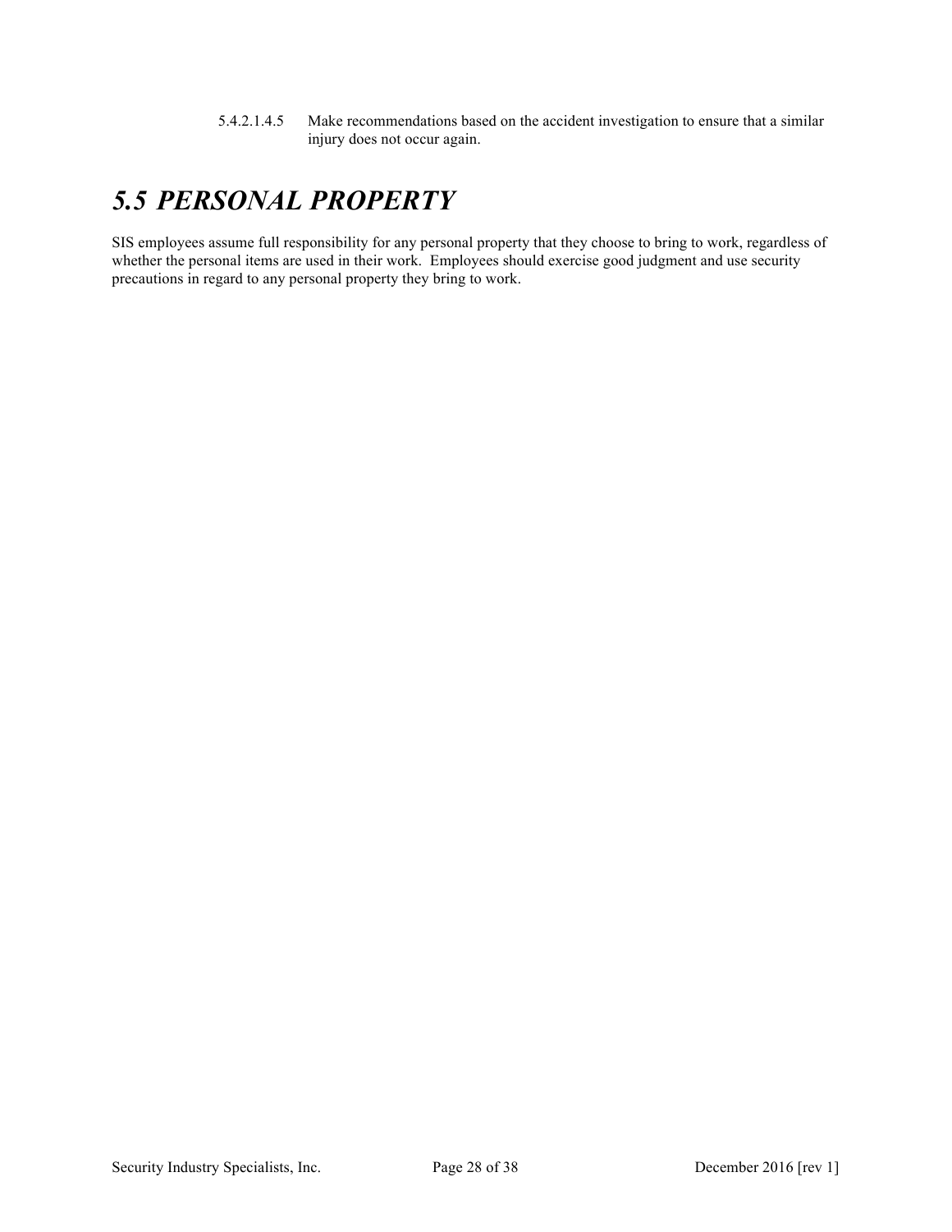5.4.2.1.4.5 Make recommendations based on the accident investigation to ensure that a similar injury does not occur again.

## *5.5 PERSONAL PROPERTY*

SIS employees assume full responsibility for any personal property that they choose to bring to work, regardless of whether the personal items are used in their work. Employees should exercise good judgment and use security precautions in regard to any personal property they bring to work.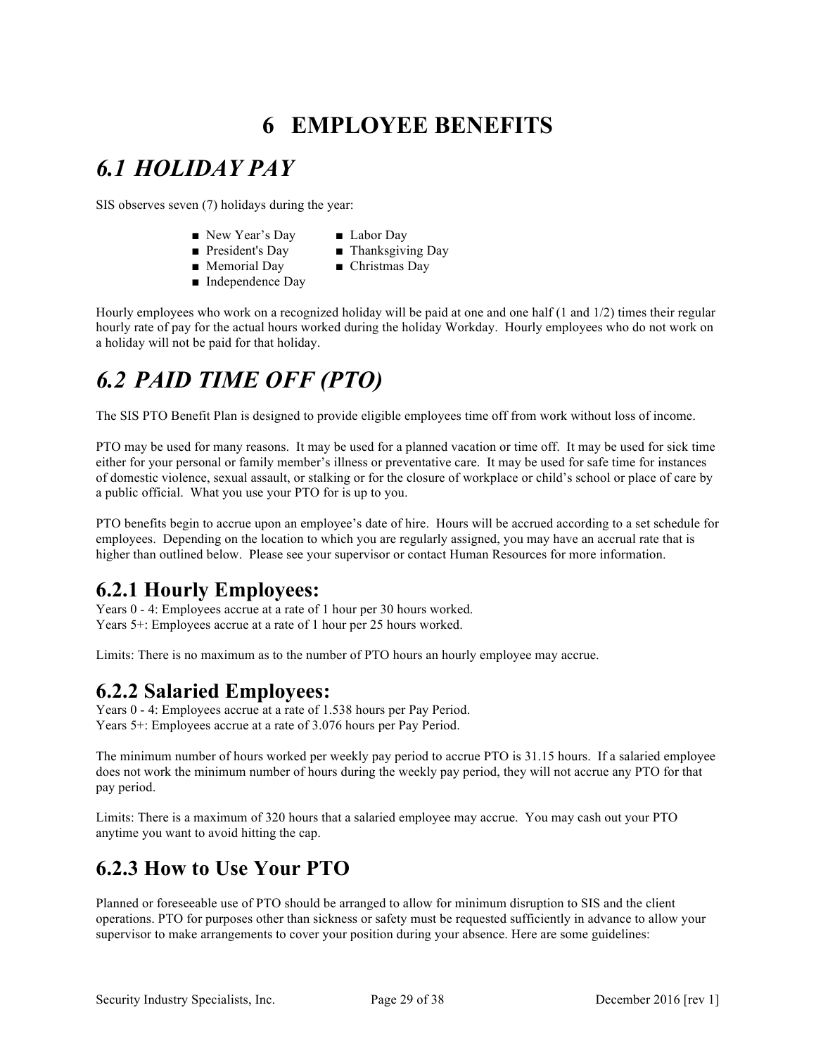# 6 EMPLOYEE BENEFITS

## *6.1 HOLIDAY PAY*

SIS observes seven (7) holidays during the year:

- New Year's Day
- President's Day
- Memorial Day
- Independence Day
- Labor Day
- Thanksgiving Day
- Christmas Day

Hourly employees who work on a recognized holiday will be paid at one and one half (1 and 1/2) times their regular hourly rate of pay for the actual hours worked during the holiday Workday. Hourly employees who do not work on a holiday will not be paid for that holiday.

## *6.2 PAID TIME OFF (PTO)*

The SIS PTO Benefit Plan is designed to provide eligible employees time off from work without loss of income.

PTO may be used for many reasons. It may be used for a planned vacation or time off. It may be used for sick time either for your personal or family member's illness or preventative care. It may be used for safe time for instances of domestic violence, sexual assault, or stalking or for the closure of workplace or child's school or place of care by a public official. What you use your PTO for is up to you.

PTO benefits begin to accrue upon an employee's date of hire. Hours will be accrued according to a set schedule for employees. Depending on the location to which you are regularly assigned, you may have an accrual rate that is higher than outlined below. Please see your supervisor or contact Human Resources for more information.

### 6.2.1 Hourly Employees:

Years 0 - 4: Employees accrue at a rate of 1 hour per 30 hours worked.
Years 5+: Employees accrue at a rate of 1 hour per 25 hours worked.

Limits: There is no maximum as to the number of PTO hours an hourly employee may accrue.

### 6.2.2 Salaried Employees:

Years 0 - 4: Employees accrue at a rate of 1.538 hours per Pay Period.
Years 5+: Employees accrue at a rate of 3.076 hours per Pay Period.

The minimum number of hours worked per weekly pay period to accrue PTO is 31.15 hours. If a salaried employee does not work the minimum number of hours during the weekly pay period, they will not accrue any PTO for that pay period.

Limits: There is a maximum of 320 hours that a salaried employee may accrue. You may cash out your PTO anytime you want to avoid hitting the cap.

### 6.2.3 How to Use Your PTO

Planned or foreseeable use of PTO should be arranged to allow for minimum disruption to SIS and the client operations. PTO for purposes other than sickness or safety must be requested sufficiently in advance to allow your supervisor to make arrangements to cover your position during your absence. Here are some guidelines: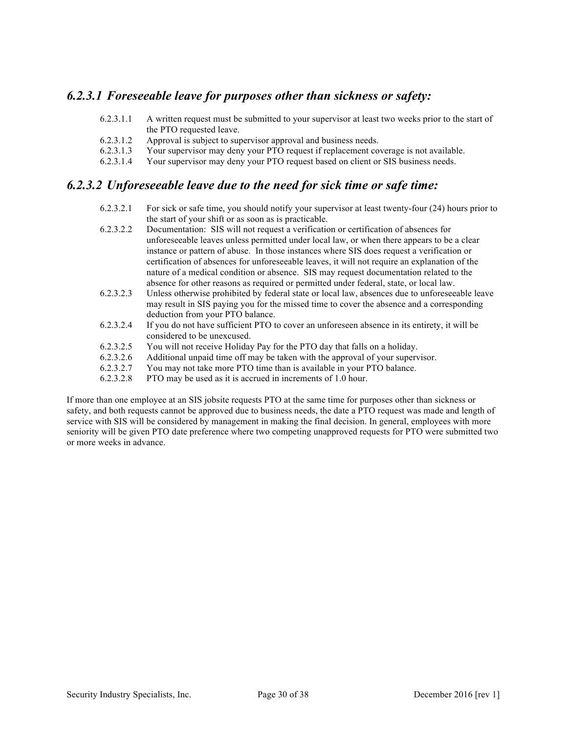### *6.2.3.1 Foreseeable leave for purposes other than sickness or safety:*

- 6.2.3.1.1 A written request must be submitted to your supervisor at least two weeks prior to the start of the PTO requested leave.
- 6.2.3.1.2 Approval is subject to supervisor approval and business needs.
- 6.2.3.1.3 Your supervisor may deny your PTO request if replacement coverage is not available.
- 6.2.3.1.4 Your supervisor may deny your PTO request based on client or SIS business needs.

### *6.2.3.2 Unforeseeable leave due to the need for sick time or safe time:*

- 6.2.3.2.1 For sick or safe time, you should notify your supervisor at least twenty-four (24) hours prior to the start of your shift or as soon as is practicable.
- 6.2.3.2.2 Documentation: SIS will not request a verification or certification of absences for unforeseeable leaves unless permitted under local law, or when there appears to be a clear instance or pattern of abuse. In those instances where SIS does request a verification or certification of absences for unforeseeable leaves, it will not require an explanation of the nature of a medical condition or absence. SIS may request documentation related to the absence for other reasons as required or permitted under federal, state, or local law.
- 6.2.3.2.3 Unless otherwise prohibited by federal state or local law, absences due to unforeseeable leave may result in SIS paying you for the missed time to cover the absence and a corresponding deduction from your PTO balance.
- 6.2.3.2.4 If you do not have sufficient PTO to cover an unforeseen absence in its entirety, it will be considered to be unexcused.
- 6.2.3.2.5 You will not receive Holiday Pay for the PTO day that falls on a holiday.
- 6.2.3.2.6 Additional unpaid time off may be taken with the approval of your supervisor.
- 6.2.3.2.7 You may not take more PTO time than is available in your PTO balance.
- 6.2.3.2.8 PTO may be used as it is accrued in increments of 1.0 hour.

If more than one employee at an SIS jobsite requests PTO at the same time for purposes other than sickness or safety, and both requests cannot be approved due to business needs, the date a PTO request was made and length of service with SIS will be considered by management in making the final decision. In general, employees with more seniority will be given PTO date preference where two competing unapproved requests for PTO were submitted two or more weeks in advance.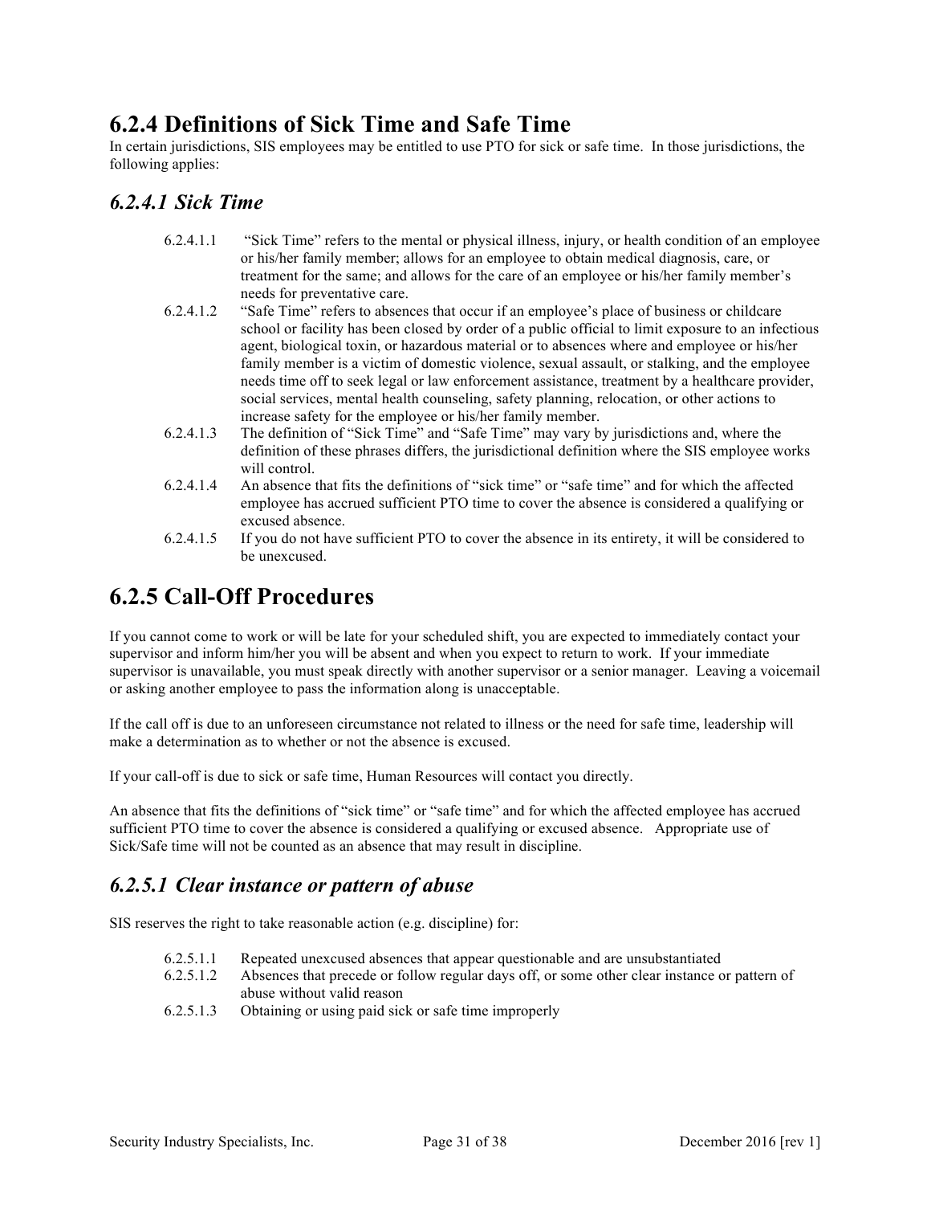## 6.2.4 Definitions of Sick Time and Safe Time

In certain jurisdictions, SIS employees may be entitled to use PTO for sick or safe time. In those jurisdictions, the following applies:

### *6.2.4.1 Sick Time*

6.2.4.1.1 "Sick Time" refers to the mental or physical illness, injury, or health condition of an employee or his/her family member; allows for an employee to obtain medical diagnosis, care, or treatment for the same; and allows for the care of an employee or his/her family member's needs for preventative care.

6.2.4.1.2 "Safe Time" refers to absences that occur if an employee's place of business or childcare school or facility has been closed by order of a public official to limit exposure to an infectious agent, biological toxin, or hazardous material or to absences where and employee or his/her family member is a victim of domestic violence, sexual assault, or stalking, and the employee needs time off to seek legal or law enforcement assistance, treatment by a healthcare provider, social services, mental health counseling, safety planning, relocation, or other actions to increase safety for the employee or his/her family member.

6.2.4.1.3 The definition of "Sick Time" and "Safe Time" may vary by jurisdictions and, where the definition of these phrases differs, the jurisdictional definition where the SIS employee works will control.

6.2.4.1.4 An absence that fits the definitions of "sick time" or "safe time" and for which the affected employee has accrued sufficient PTO time to cover the absence is considered a qualifying or excused absence.

6.2.4.1.5 If you do not have sufficient PTO to cover the absence in its entirety, it will be considered to be unexcused.

## 6.2.5 Call-Off Procedures

If you cannot come to work or will be late for your scheduled shift, you are expected to immediately contact your supervisor and inform him/her you will be absent and when you expect to return to work. If your immediate supervisor is unavailable, you must speak directly with another supervisor or a senior manager. Leaving a voicemail or asking another employee to pass the information along is unacceptable.

If the call off is due to an unforeseen circumstance not related to illness or the need for safe time, leadership will make a determination as to whether or not the absence is excused.

If your call-off is due to sick or safe time, Human Resources will contact you directly.

An absence that fits the definitions of "sick time" or "safe time" and for which the affected employee has accrued sufficient PTO time to cover the absence is considered a qualifying or excused absence. Appropriate use of Sick/Safe time will not be counted as an absence that may result in discipline.

### *6.2.5.1 Clear instance or pattern of abuse*

SIS reserves the right to take reasonable action (e.g. discipline) for:

6.2.5.1.1 Repeated unexcused absences that appear questionable and are unsubstantiated

6.2.5.1.2 Absences that precede or follow regular days off, or some other clear instance or pattern of abuse without valid reason

6.2.5.1.3 Obtaining or using paid sick or safe time improperly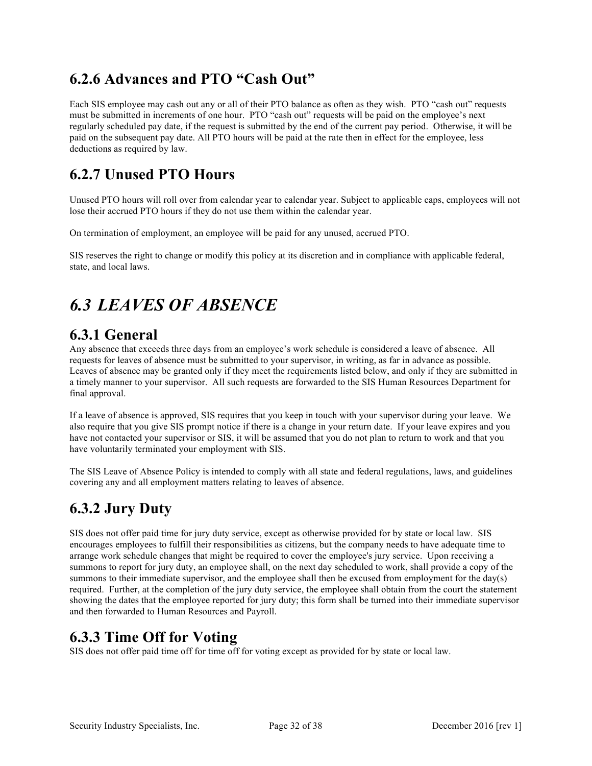### 6.2.6 Advances and PTO "Cash Out"

Each SIS employee may cash out any or all of their PTO balance as often as they wish. PTO "cash out" requests must be submitted in increments of one hour. PTO "cash out" requests will be paid on the employee's next regularly scheduled pay date, if the request is submitted by the end of the current pay period. Otherwise, it will be paid on the subsequent pay date. All PTO hours will be paid at the rate then in effect for the employee, less deductions as required by law.

### 6.2.7 Unused PTO Hours

Unused PTO hours will roll over from calendar year to calendar year. Subject to applicable caps, employees will not lose their accrued PTO hours if they do not use them within the calendar year.

On termination of employment, an employee will be paid for any unused, accrued PTO.

SIS reserves the right to change or modify this policy at its discretion and in compliance with applicable federal, state, and local laws.

## *6.3 LEAVES OF ABSENCE*

### 6.3.1 General

Any absence that exceeds three days from an employee's work schedule is considered a leave of absence. All requests for leaves of absence must be submitted to your supervisor, in writing, as far in advance as possible. Leaves of absence may be granted only if they meet the requirements listed below, and only if they are submitted in a timely manner to your supervisor. All such requests are forwarded to the SIS Human Resources Department for final approval.

If a leave of absence is approved, SIS requires that you keep in touch with your supervisor during your leave. We also require that you give SIS prompt notice if there is a change in your return date. If your leave expires and you have not contacted your supervisor or SIS, it will be assumed that you do not plan to return to work and that you have voluntarily terminated your employment with SIS.

The SIS Leave of Absence Policy is intended to comply with all state and federal regulations, laws, and guidelines covering any and all employment matters relating to leaves of absence.

### 6.3.2 Jury Duty

SIS does not offer paid time for jury duty service, except as otherwise provided for by state or local law. SIS encourages employees to fulfill their responsibilities as citizens, but the company needs to have adequate time to arrange work schedule changes that might be required to cover the employee's jury service. Upon receiving a summons to report for jury duty, an employee shall, on the next day scheduled to work, shall provide a copy of the summons to their immediate supervisor, and the employee shall then be excused from employment for the day(s) required. Further, at the completion of the jury duty service, the employee shall obtain from the court the statement showing the dates that the employee reported for jury duty; this form shall be turned into their immediate supervisor and then forwarded to Human Resources and Payroll.

### 6.3.3 Time Off for Voting

SIS does not offer paid time off for time off for voting except as provided for by state or local law.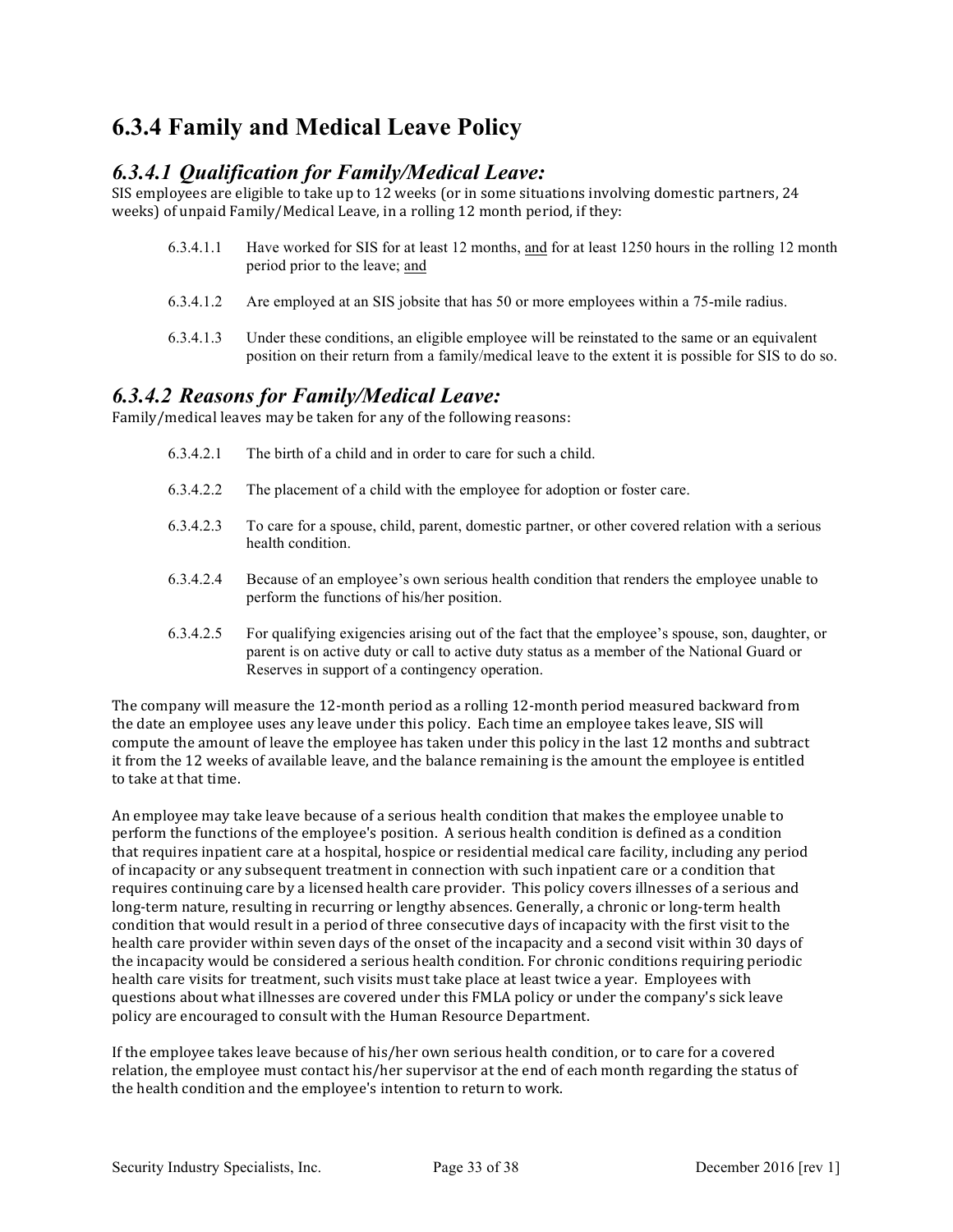## 6.3.4 Family and Medical Leave Policy

### *6.3.4.1 Qualification for Family/Medical Leave:*

SIS employees are eligible to take up to 12 weeks (or in some situations involving domestic partners, 24 weeks) of unpaid Family/Medical Leave, in a rolling 12 month period, if they:

6.3.4.1.1 Have worked for SIS for at least 12 months, <u>and</u> for at least 1250 hours in the rolling 12 month period prior to the leave; <u>and</u>

6.3.4.1.2 Are employed at an SIS jobsite that has 50 or more employees within a 75-mile radius.

6.3.4.1.3 Under these conditions, an eligible employee will be reinstated to the same or an equivalent position on their return from a family/medical leave to the extent it is possible for SIS to do so.

### *6.3.4.2 Reasons for Family/Medical Leave:*

Family/medical leaves may be taken for any of the following reasons:

6.3.4.2.1 The birth of a child and in order to care for such a child.

6.3.4.2.2 The placement of a child with the employee for adoption or foster care.

6.3.4.2.3 To care for a spouse, child, parent, domestic partner, or other covered relation with a serious health condition.

6.3.4.2.4 Because of an employee's own serious health condition that renders the employee unable to perform the functions of his/her position.

6.3.4.2.5 For qualifying exigencies arising out of the fact that the employee's spouse, son, daughter, or parent is on active duty or call to active duty status as a member of the National Guard or Reserves in support of a contingency operation.

The company will measure the 12-month period as a rolling 12-month period measured backward from the date an employee uses any leave under this policy. Each time an employee takes leave, SIS will compute the amount of leave the employee has taken under this policy in the last 12 months and subtract it from the 12 weeks of available leave, and the balance remaining is the amount the employee is entitled to take at that time.

An employee may take leave because of a serious health condition that makes the employee unable to perform the functions of the employee's position. A serious health condition is defined as a condition that requires inpatient care at a hospital, hospice or residential medical care facility, including any period of incapacity or any subsequent treatment in connection with such inpatient care or a condition that requires continuing care by a licensed health care provider. This policy covers illnesses of a serious and long-term nature, resulting in recurring or lengthy absences. Generally, a chronic or long-term health condition that would result in a period of three consecutive days of incapacity with the first visit to the health care provider within seven days of the onset of the incapacity and a second visit within 30 days of the incapacity would be considered a serious health condition. For chronic conditions requiring periodic health care visits for treatment, such visits must take place at least twice a year. Employees with questions about what illnesses are covered under this FMLA policy or under the company's sick leave policy are encouraged to consult with the Human Resource Department.

If the employee takes leave because of his/her own serious health condition, or to care for a covered relation, the employee must contact his/her supervisor at the end of each month regarding the status of the health condition and the employee's intention to return to work.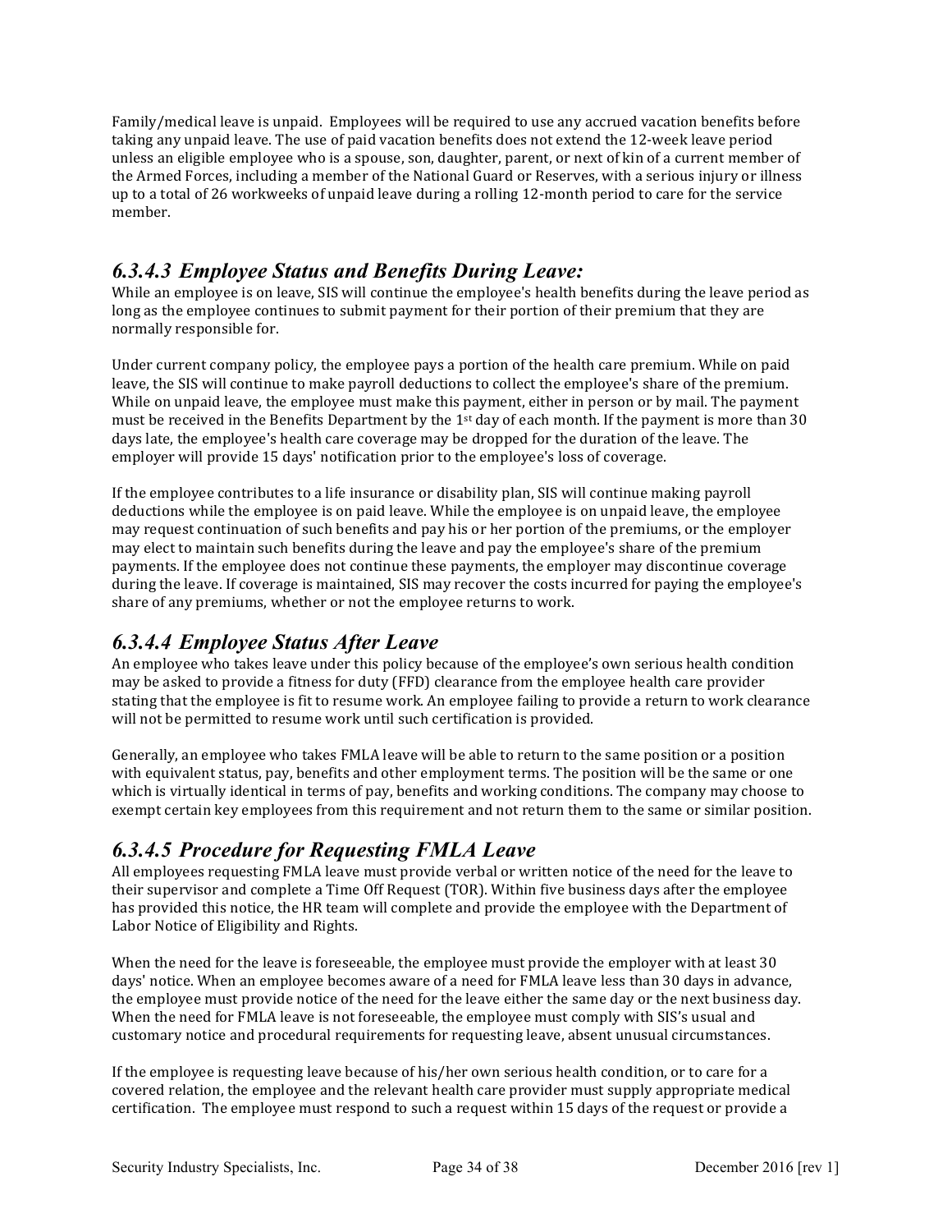Family/medical leave is unpaid. Employees will be required to use any accrued vacation benefits before taking any unpaid leave. The use of paid vacation benefits does not extend the 12-week leave period unless an eligible employee who is a spouse, son, daughter, parent, or next of kin of a current member of the Armed Forces, including a member of the National Guard or Reserves, with a serious injury or illness up to a total of 26 workweeks of unpaid leave during a rolling 12-month period to care for the service member.

### *6.3.4.3 Employee Status and Benefits During Leave:*

While an employee is on leave, SIS will continue the employee's health benefits during the leave period as long as the employee continues to submit payment for their portion of their premium that they are normally responsible for.

Under current company policy, the employee pays a portion of the health care premium. While on paid leave, the SIS will continue to make payroll deductions to collect the employee's share of the premium. While on unpaid leave, the employee must make this payment, either in person or by mail. The payment must be received in the Benefits Department by the 1st day of each month. If the payment is more than 30 days late, the employee's health care coverage may be dropped for the duration of the leave. The employer will provide 15 days' notification prior to the employee's loss of coverage.

If the employee contributes to a life insurance or disability plan, SIS will continue making payroll deductions while the employee is on paid leave. While the employee is on unpaid leave, the employee may request continuation of such benefits and pay his or her portion of the premiums, or the employer may elect to maintain such benefits during the leave and pay the employee's share of the premium payments. If the employee does not continue these payments, the employer may discontinue coverage during the leave. If coverage is maintained, SIS may recover the costs incurred for paying the employee's share of any premiums, whether or not the employee returns to work.

### *6.3.4.4 Employee Status After Leave*

An employee who takes leave under this policy because of the employee's own serious health condition may be asked to provide a fitness for duty (FFD) clearance from the employee health care provider stating that the employee is fit to resume work. An employee failing to provide a return to work clearance will not be permitted to resume work until such certification is provided.

Generally, an employee who takes FMLA leave will be able to return to the same position or a position with equivalent status, pay, benefits and other employment terms. The position will be the same or one which is virtually identical in terms of pay, benefits and working conditions. The company may choose to exempt certain key employees from this requirement and not return them to the same or similar position.

### *6.3.4.5 Procedure for Requesting FMLA Leave*

All employees requesting FMLA leave must provide verbal or written notice of the need for the leave to their supervisor and complete a Time Off Request (TOR). Within five business days after the employee has provided this notice, the HR team will complete and provide the employee with the Department of Labor Notice of Eligibility and Rights.

When the need for the leave is foreseeable, the employee must provide the employer with at least 30 days' notice. When an employee becomes aware of a need for FMLA leave less than 30 days in advance, the employee must provide notice of the need for the leave either the same day or the next business day. When the need for FMLA leave is not foreseeable, the employee must comply with SIS's usual and customary notice and procedural requirements for requesting leave, absent unusual circumstances.

If the employee is requesting leave because of his/her own serious health condition, or to care for a covered relation, the employee and the relevant health care provider must supply appropriate medical certification. The employee must respond to such a request within 15 days of the request or provide a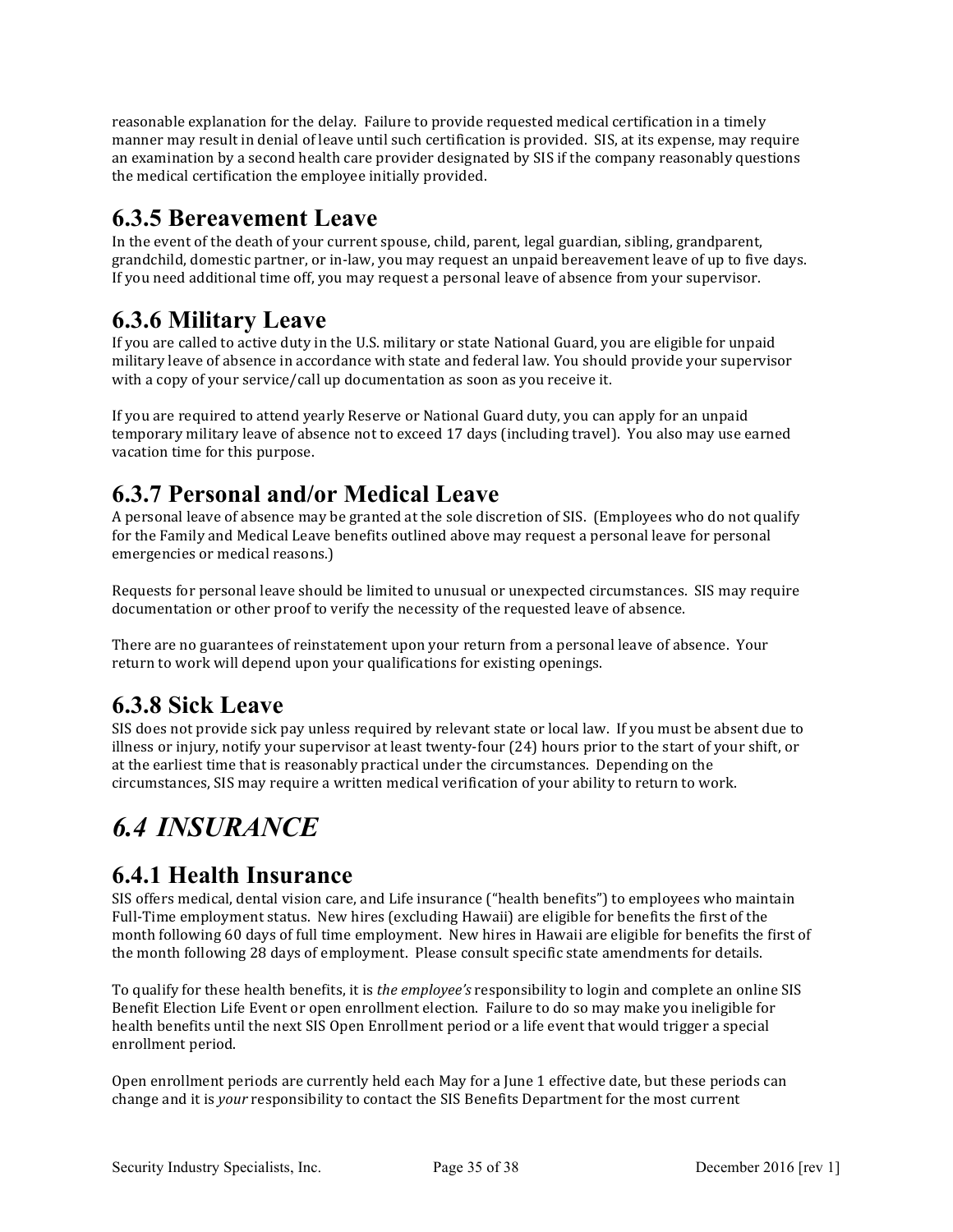reasonable explanation for the delay. Failure to provide requested medical certification in a timely manner may result in denial of leave until such certification is provided. SIS, at its expense, may require an examination by a second health care provider designated by SIS if the company reasonably questions the medical certification the employee initially provided.

### 6.3.5 Bereavement Leave

In the event of the death of your current spouse, child, parent, legal guardian, sibling, grandparent, grandchild, domestic partner, or in-law, you may request an unpaid bereavement leave of up to five days. If you need additional time off, you may request a personal leave of absence from your supervisor.

### 6.3.6 Military Leave

If you are called to active duty in the U.S. military or state National Guard, you are eligible for unpaid military leave of absence in accordance with state and federal law. You should provide your supervisor with a copy of your service/call up documentation as soon as you receive it.

If you are required to attend yearly Reserve or National Guard duty, you can apply for an unpaid temporary military leave of absence not to exceed 17 days (including travel). You also may use earned vacation time for this purpose.

### 6.3.7 Personal and/or Medical Leave

A personal leave of absence may be granted at the sole discretion of SIS. (Employees who do not qualify for the Family and Medical Leave benefits outlined above may request a personal leave for personal emergencies or medical reasons.)

Requests for personal leave should be limited to unusual or unexpected circumstances. SIS may require documentation or other proof to verify the necessity of the requested leave of absence.

There are no guarantees of reinstatement upon your return from a personal leave of absence. Your return to work will depend upon your qualifications for existing openings.

### 6.3.8 Sick Leave

SIS does not provide sick pay unless required by relevant state or local law. If you must be absent due to illness or injury, notify your supervisor at least twenty-four (24) hours prior to the start of your shift, or at the earliest time that is reasonably practical under the circumstances. Depending on the circumstances, SIS may require a written medical verification of your ability to return to work.

## *6.4 INSURANCE*

### 6.4.1 Health Insurance

SIS offers medical, dental vision care, and Life insurance ("health benefits") to employees who maintain Full-Time employment status. New hires (excluding Hawaii) are eligible for benefits the first of the month following 60 days of full time employment. New hires in Hawaii are eligible for benefits the first of the month following 28 days of employment. Please consult specific state amendments for details.

To qualify for these health benefits, it is *the employee's* responsibility to login and complete an online SIS Benefit Election Life Event or open enrollment election. Failure to do so may make you ineligible for health benefits until the next SIS Open Enrollment period or a life event that would trigger a special enrollment period.

Open enrollment periods are currently held each May for a June 1 effective date, but these periods can change and it is *your* responsibility to contact the SIS Benefits Department for the most current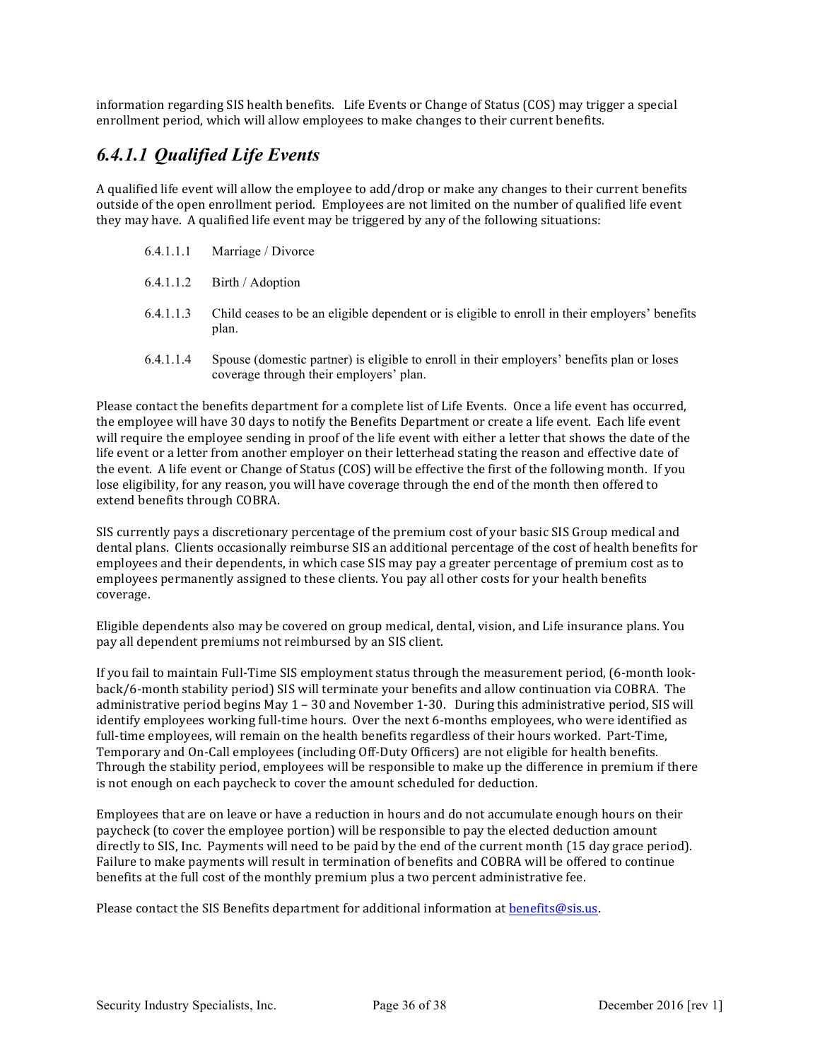information regarding SIS health benefits. Life Events or Change of Status (COS) may trigger a special enrollment period, which will allow employees to make changes to their current benefits.

### *6.4.1.1 Qualified Life Events*

A qualified life event will allow the employee to add/drop or make any changes to their current benefits outside of the open enrollment period. Employees are not limited on the number of qualified life event they may have. A qualified life event may be triggered by any of the following situations:

- 6.4.1.1.1 Marriage / Divorce
- 6.4.1.1.2 Birth / Adoption
- 6.4.1.1.3 Child ceases to be an eligible dependent or is eligible to enroll in their employers' benefits plan.
- 6.4.1.1.4 Spouse (domestic partner) is eligible to enroll in their employers' benefits plan or loses coverage through their employers' plan.

Please contact the benefits department for a complete list of Life Events. Once a life event has occurred, the employee will have 30 days to notify the Benefits Department or create a life event. Each life event will require the employee sending in proof of the life event with either a letter that shows the date of the life event or a letter from another employer on their letterhead stating the reason and effective date of the event. A life event or Change of Status (COS) will be effective the first of the following month. If you lose eligibility, for any reason, you will have coverage through the end of the month then offered to extend benefits through COBRA.

SIS currently pays a discretionary percentage of the premium cost of your basic SIS Group medical and dental plans. Clients occasionally reimburse SIS an additional percentage of the cost of health benefits for employees and their dependents, in which case SIS may pay a greater percentage of premium cost as to employees permanently assigned to these clients. You pay all other costs for your health benefits coverage.

Eligible dependents also may be covered on group medical, dental, vision, and Life insurance plans. You pay all dependent premiums not reimbursed by an SIS client.

If you fail to maintain Full-Time SIS employment status through the measurement period, (6-month look-back/6-month stability period) SIS will terminate your benefits and allow continuation via COBRA. The administrative period begins May 1 – 30 and November 1-30. During this administrative period, SIS will identify employees working full-time hours. Over the next 6-months employees, who were identified as full-time employees, will remain on the health benefits regardless of their hours worked. Part-Time, Temporary and On-Call employees (including Off-Duty Officers) are not eligible for health benefits. Through the stability period, employees will be responsible to make up the difference in premium if there is not enough on each paycheck to cover the amount scheduled for deduction.

Employees that are on leave or have a reduction in hours and do not accumulate enough hours on their paycheck (to cover the employee portion) will be responsible to pay the elected deduction amount directly to SIS, Inc. Payments will need to be paid by the end of the current month (15 day grace period). Failure to make payments will result in termination of benefits and COBRA will be offered to continue benefits at the full cost of the monthly premium plus a two percent administrative fee.

Please contact the SIS Benefits department for additional information at benefits@sis.us.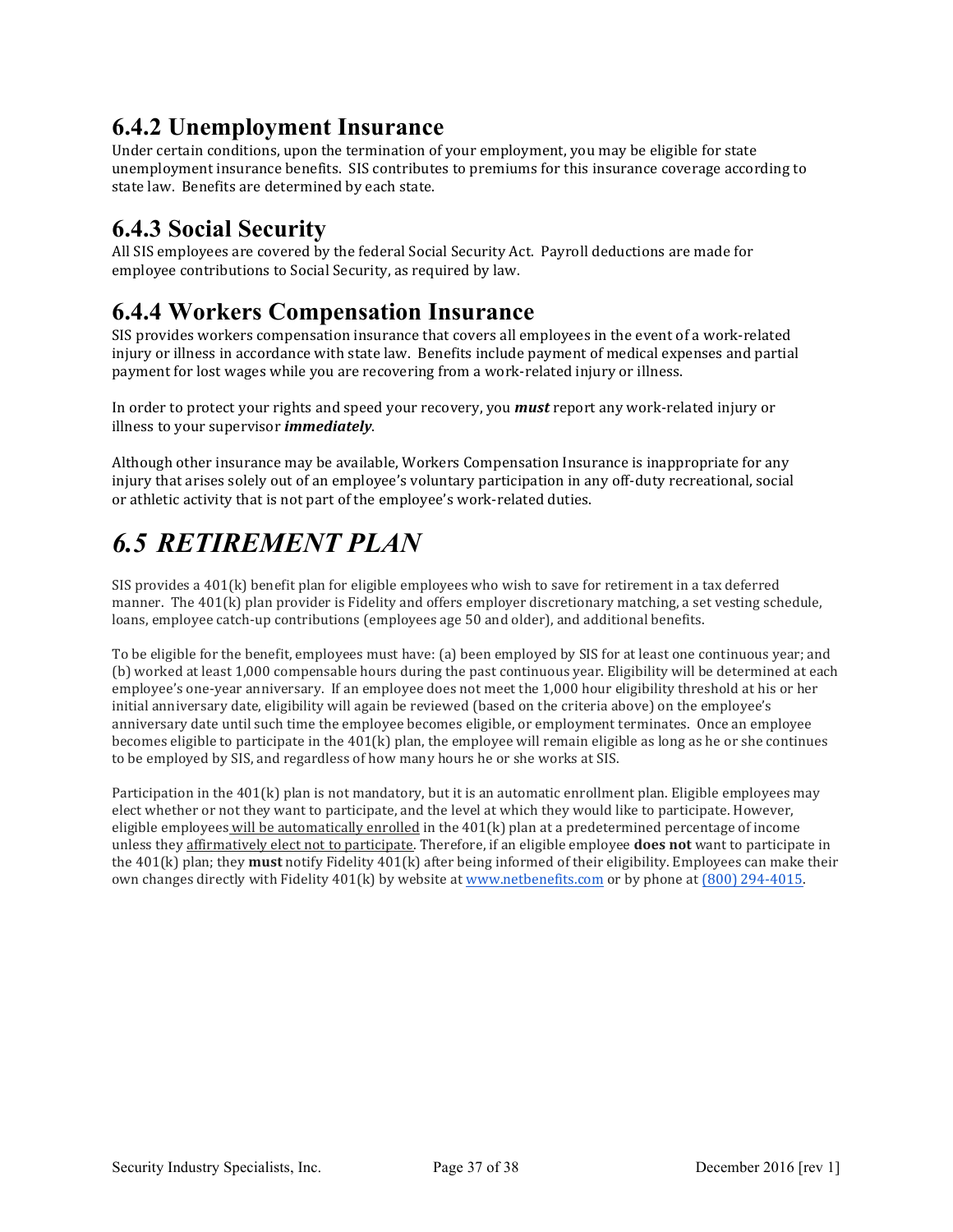### 6.4.2 Unemployment Insurance

Under certain conditions, upon the termination of your employment, you may be eligible for state unemployment insurance benefits. SIS contributes to premiums for this insurance coverage according to state law. Benefits are determined by each state.

### 6.4.3 Social Security

All SIS employees are covered by the federal Social Security Act. Payroll deductions are made for employee contributions to Social Security, as required by law.

### 6.4.4 Workers Compensation Insurance

SIS provides workers compensation insurance that covers all employees in the event of a work-related injury or illness in accordance with state law. Benefits include payment of medical expenses and partial payment for lost wages while you are recovering from a work-related injury or illness.

In order to protect your rights and speed your recovery, you ***must*** report any work-related injury or illness to your supervisor ***immediately***.

Although other insurance may be available, Workers Compensation Insurance is inappropriate for any injury that arises solely out of an employee's voluntary participation in any off-duty recreational, social or athletic activity that is not part of the employee's work-related duties.

## *6.5 RETIREMENT PLAN*

SIS provides a 401(k) benefit plan for eligible employees who wish to save for retirement in a tax deferred manner. The 401(k) plan provider is Fidelity and offers employer discretionary matching, a set vesting schedule, loans, employee catch-up contributions (employees age 50 and older), and additional benefits.

To be eligible for the benefit, employees must have: (a) been employed by SIS for at least one continuous year; and (b) worked at least 1,000 compensable hours during the past continuous year. Eligibility will be determined at each employee's one-year anniversary. If an employee does not meet the 1,000 hour eligibility threshold at his or her initial anniversary date, eligibility will again be reviewed (based on the criteria above) on the employee's anniversary date until such time the employee becomes eligible, or employment terminates. Once an employee becomes eligible to participate in the 401(k) plan, the employee will remain eligible as long as he or she continues to be employed by SIS, and regardless of how many hours he or she works at SIS.

Participation in the 401(k) plan is not mandatory, but it is an automatic enrollment plan. Eligible employees may elect whether or not they want to participate, and the level at which they would like to participate. However, eligible employees will be automatically enrolled in the 401(k) plan at a predetermined percentage of income unless they affirmatively elect not to participate. Therefore, if an eligible employee **does not** want to participate in the 401(k) plan; they **must** notify Fidelity 401(k) after being informed of their eligibility. Employees can make their own changes directly with Fidelity 401(k) by website at www.netbenefits.com or by phone at (800) 294-4015.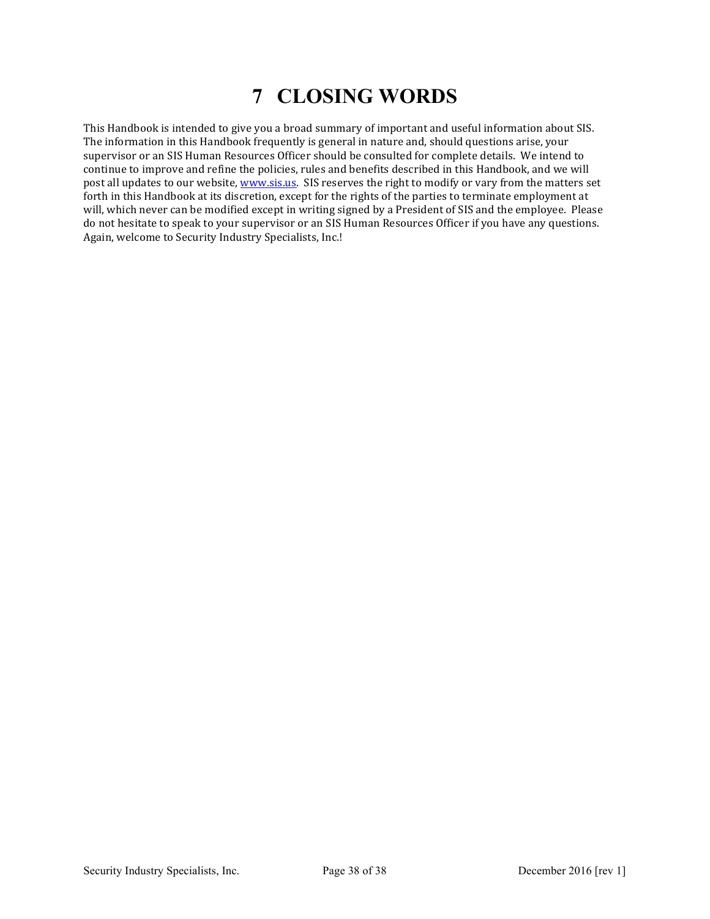# 7 CLOSING WORDS

This Handbook is intended to give you a broad summary of important and useful information about SIS. The information in this Handbook frequently is general in nature and, should questions arise, your supervisor or an SIS Human Resources Officer should be consulted for complete details. We intend to continue to improve and refine the policies, rules and benefits described in this Handbook, and we will post all updates to our website, [www.sis.us](http://www.sis.us). SIS reserves the right to modify or vary from the matters set forth in this Handbook at its discretion, except for the rights of the parties to terminate employment at will, which never can be modified except in writing signed by a President of SIS and the employee. Please do not hesitate to speak to your supervisor or an SIS Human Resources Officer if you have any questions. Again, welcome to Security Industry Specialists, Inc.!